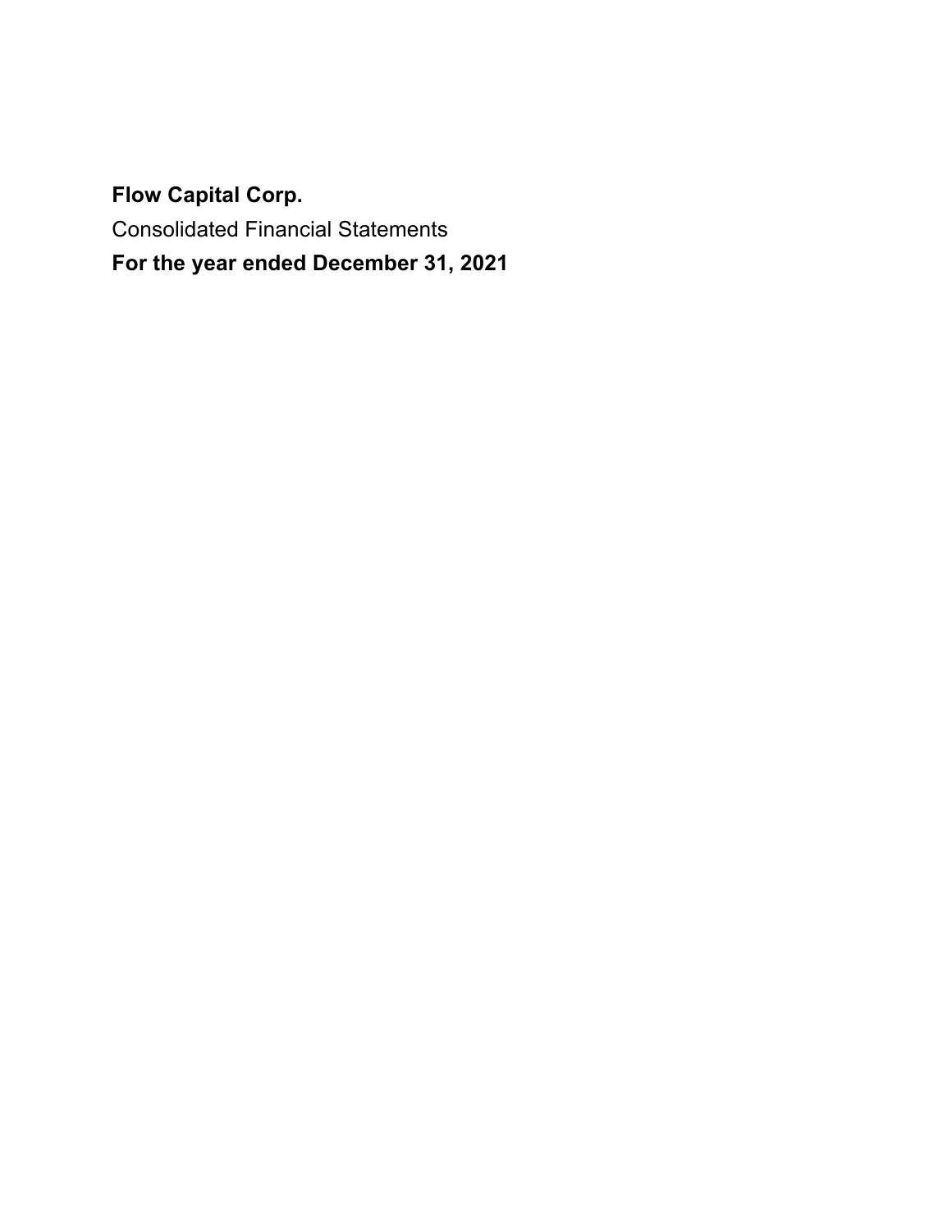**Flow Capital Corp.**

Consolidated Financial Statements

**For the year ended December 31, 2021**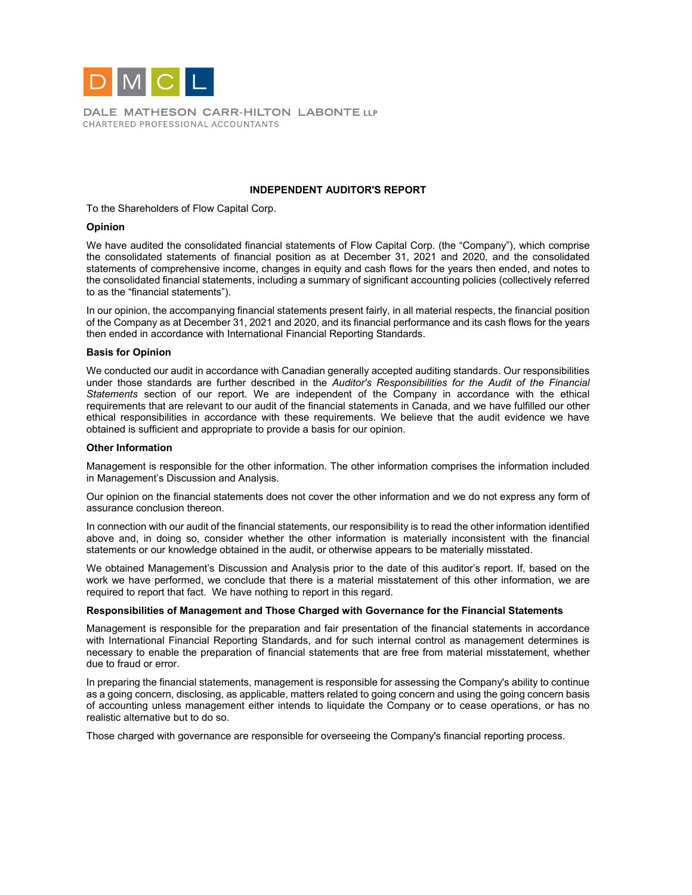DMCL

DALE MATHESON CARR-HILTON LABONTE LLP
CHARTERED PROFESSIONAL ACCOUNTANTS

# INDEPENDENT AUDITOR'S REPORT

To the Shareholders of Flow Capital Corp.

**Opinion**

We have audited the consolidated financial statements of Flow Capital Corp. (the "Company"), which comprise the consolidated statements of financial position as at December 31, 2021 and 2020, and the consolidated statements of comprehensive income, changes in equity and cash flows for the years then ended, and notes to the consolidated financial statements, including a summary of significant accounting policies (collectively referred to as the "financial statements").

In our opinion, the accompanying financial statements present fairly, in all material respects, the financial position of the Company as at December 31, 2021 and 2020, and its financial performance and its cash flows for the years then ended in accordance with International Financial Reporting Standards.

**Basis for Opinion**

We conducted our audit in accordance with Canadian generally accepted auditing standards. Our responsibilities under those standards are further described in the *Auditor's Responsibilities for the Audit of the Financial Statements* section of our report. We are independent of the Company in accordance with the ethical requirements that are relevant to our audit of the financial statements in Canada, and we have fulfilled our other ethical responsibilities in accordance with these requirements. We believe that the audit evidence we have obtained is sufficient and appropriate to provide a basis for our opinion.

**Other Information**

Management is responsible for the other information. The other information comprises the information included in Management's Discussion and Analysis.

Our opinion on the financial statements does not cover the other information and we do not express any form of assurance conclusion thereon.

In connection with our audit of the financial statements, our responsibility is to read the other information identified above and, in doing so, consider whether the other information is materially inconsistent with the financial statements or our knowledge obtained in the audit, or otherwise appears to be materially misstated.

We obtained Management's Discussion and Analysis prior to the date of this auditor's report. If, based on the work we have performed, we conclude that there is a material misstatement of this other information, we are required to report that fact. We have nothing to report in this regard.

**Responsibilities of Management and Those Charged with Governance for the Financial Statements**

Management is responsible for the preparation and fair presentation of the financial statements in accordance with International Financial Reporting Standards, and for such internal control as management determines is necessary to enable the preparation of financial statements that are free from material misstatement, whether due to fraud or error.

In preparing the financial statements, management is responsible for assessing the Company's ability to continue as a going concern, disclosing, as applicable, matters related to going concern and using the going concern basis of accounting unless management either intends to liquidate the Company or to cease operations, or has no realistic alternative but to do so.

Those charged with governance are responsible for overseeing the Company's financial reporting process.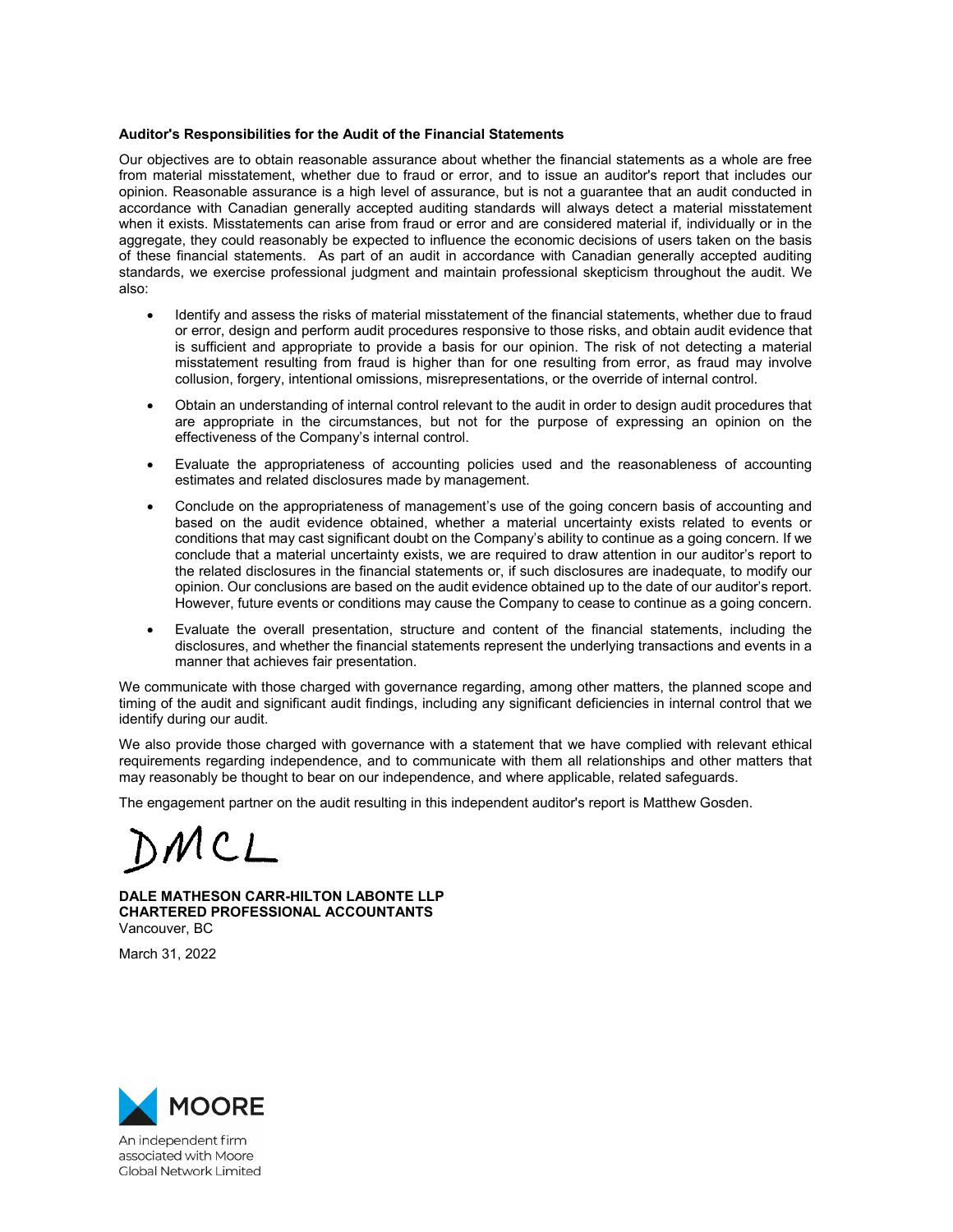**Auditor's Responsibilities for the Audit of the Financial Statements**

Our objectives are to obtain reasonable assurance about whether the financial statements as a whole are free from material misstatement, whether due to fraud or error, and to issue an auditor's report that includes our opinion. Reasonable assurance is a high level of assurance, but is not a guarantee that an audit conducted in accordance with Canadian generally accepted auditing standards will always detect a material misstatement when it exists. Misstatements can arise from fraud or error and are considered material if, individually or in the aggregate, they could reasonably be expected to influence the economic decisions of users taken on the basis of these financial statements. As part of an audit in accordance with Canadian generally accepted auditing standards, we exercise professional judgment and maintain professional skepticism throughout the audit. We also:

- Identify and assess the risks of material misstatement of the financial statements, whether due to fraud or error, design and perform audit procedures responsive to those risks, and obtain audit evidence that is sufficient and appropriate to provide a basis for our opinion. The risk of not detecting a material misstatement resulting from fraud is higher than for one resulting from error, as fraud may involve collusion, forgery, intentional omissions, misrepresentations, or the override of internal control.

- Obtain an understanding of internal control relevant to the audit in order to design audit procedures that are appropriate in the circumstances, but not for the purpose of expressing an opinion on the effectiveness of the Company's internal control.

- Evaluate the appropriateness of accounting policies used and the reasonableness of accounting estimates and related disclosures made by management.

- Conclude on the appropriateness of management's use of the going concern basis of accounting and based on the audit evidence obtained, whether a material uncertainty exists related to events or conditions that may cast significant doubt on the Company's ability to continue as a going concern. If we conclude that a material uncertainty exists, we are required to draw attention in our auditor's report to the related disclosures in the financial statements or, if such disclosures are inadequate, to modify our opinion. Our conclusions are based on the audit evidence obtained up to the date of our auditor's report. However, future events or conditions may cause the Company to cease to continue as a going concern.

- Evaluate the overall presentation, structure and content of the financial statements, including the disclosures, and whether the financial statements represent the underlying transactions and events in a manner that achieves fair presentation.

We communicate with those charged with governance regarding, among other matters, the planned scope and timing of the audit and significant audit findings, including any significant deficiencies in internal control that we identify during our audit.

We also provide those charged with governance with a statement that we have complied with relevant ethical requirements regarding independence, and to communicate with them all relationships and other matters that may reasonably be thought to bear on our independence, and where applicable, related safeguards.

The engagement partner on the audit resulting in this independent auditor's report is Matthew Gosden.

DMCL

**DALE MATHESON CARR-HILTON LABONTE LLP**
**CHARTERED PROFESSIONAL ACCOUNTANTS**
Vancouver, BC

March 31, 2022

MOORE

An independent firm associated with Moore Global Network Limited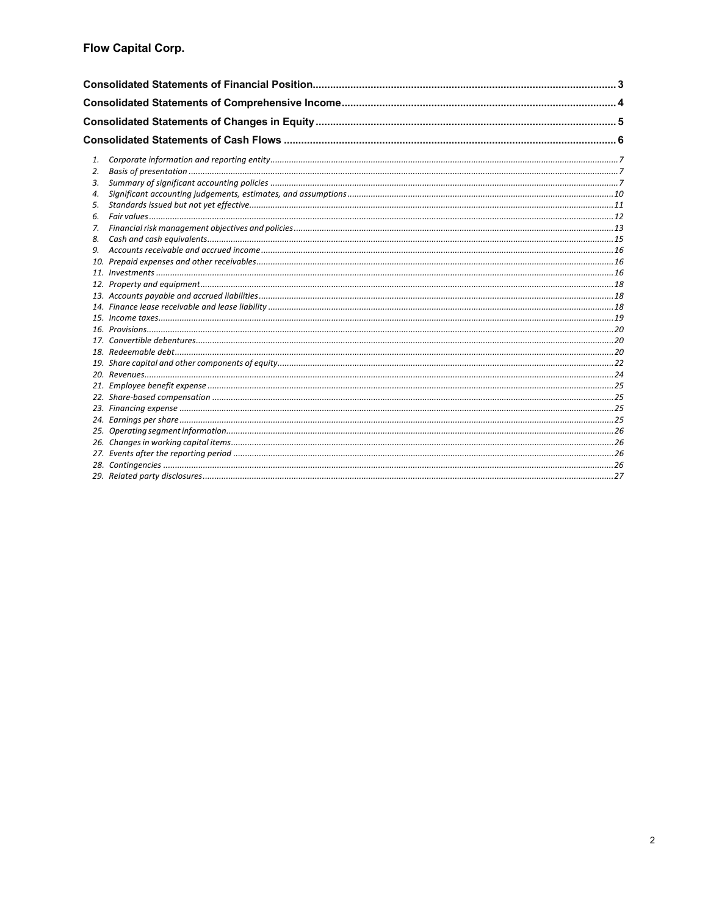# Flow Capital Corp.

| | |
|---|---|
| **Consolidated Statements of Financial Position** | **3** |
| **Consolidated Statements of Comprehensive Income** | **4** |
| **Consolidated Statements of Changes in Equity** | **5** |
| **Consolidated Statements of Cash Flows** | **6** |

1. *Corporate information and reporting entity* ... *7*
2. *Basis of presentation* ... *7*
3. *Summary of significant accounting policies* ... *7*
4. *Significant accounting judgements, estimates, and assumptions* ... *10*
5. *Standards issued but not yet effective* ... *11*
6. *Fair values* ... *12*
7. *Financial risk management objectives and policies* ... *13*
8. *Cash and cash equivalents* ... *15*
9. *Accounts receivable and accrued income* ... *16*
10. *Prepaid expenses and other receivables* ... *16*
11. *Investments* ... *16*
12. *Property and equipment* ... *18*
13. *Accounts payable and accrued liabilities* ... *18*
14. *Finance lease receivable and lease liability* ... *18*
15. *Income taxes* ... *19*
16. *Provisions* ... *20*
17. *Convertible debentures* ... *20*
18. *Redeemable debt* ... *20*
19. *Share capital and other components of equity* ... *22*
20. *Revenues* ... *24*
21. *Employee benefit expense* ... *25*
22. *Share-based compensation* ... *25*
23. *Financing expense* ... *25*
24. *Earnings per share* ... *25*
25. *Operating segment information* ... *26*
26. *Changes in working capital items* ... *26*
27. *Events after the reporting period* ... *26*
28. *Contingencies* ... *26*
29. *Related party disclosures* ... *27*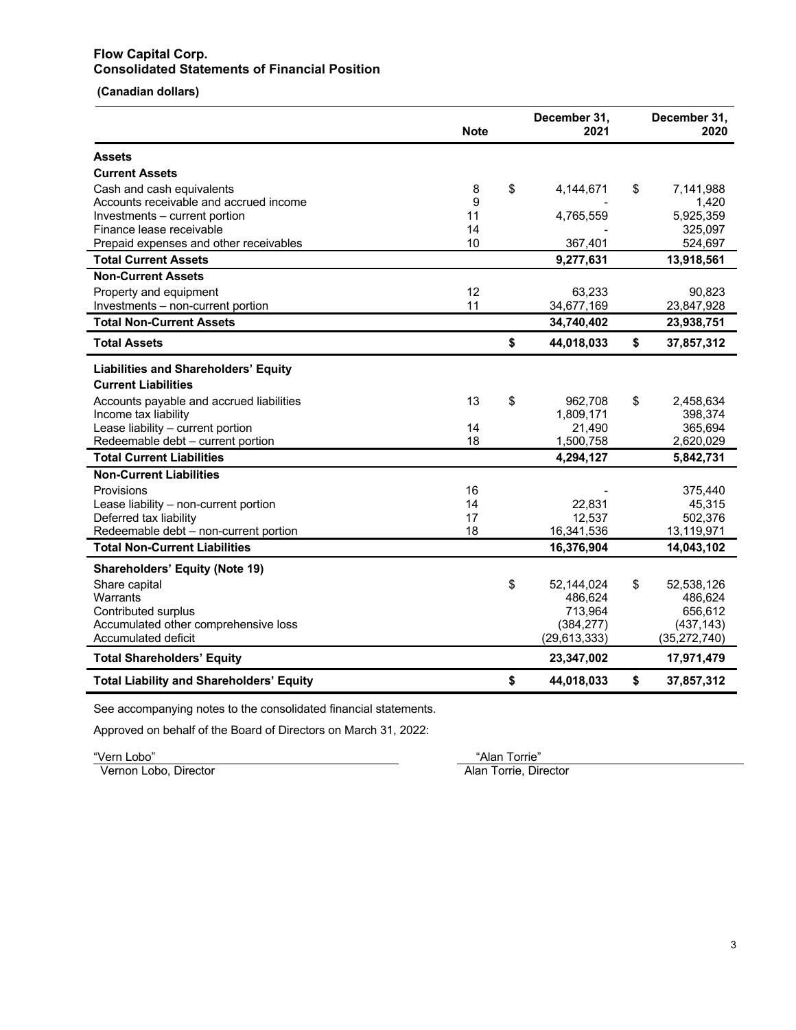# Flow Capital Corp.
## Consolidated Statements of Financial Position

**(Canadian dollars)**

| | Note | December 31, 2021 | December 31, 2020 |
|---|---|---|---|
| **Assets** | | | |
| **Current Assets** | | | |
| Cash and cash equivalents | 8 | $ 4,144,671 | $ 7,141,988 |
| Accounts receivable and accrued income | 9 | - | 1,420 |
| Investments – current portion | 11 | 4,765,559 | 5,925,359 |
| Finance lease receivable | 14 | - | 325,097 |
| Prepaid expenses and other receivables | 10 | 367,401 | 524,697 |
| **Total Current Assets** | | **9,277,631** | **13,918,561** |
| **Non-Current Assets** | | | |
| Property and equipment | 12 | 63,233 | 90,823 |
| Investments – non-current portion | 11 | 34,677,169 | 23,847,928 |
| **Total Non-Current Assets** | | **34,740,402** | **23,938,751** |
| **Total Assets** | | **$ 44,018,033** | **$ 37,857,312** |
| **Liabilities and Shareholders' Equity** | | | |
| **Current Liabilities** | | | |
| Accounts payable and accrued liabilities | 13 | $ 962,708 | $ 2,458,634 |
| Income tax liability | | 1,809,171 | 398,374 |
| Lease liability – current portion | 14 | 21,490 | 365,694 |
| Redeemable debt – current portion | 18 | 1,500,758 | 2,620,029 |
| **Total Current Liabilities** | | **4,294,127** | **5,842,731** |
| **Non-Current Liabilities** | | | |
| Provisions | 16 | - | 375,440 |
| Lease liability – non-current portion | 14 | 22,831 | 45,315 |
| Deferred tax liability | 17 | 12,537 | 502,376 |
| Redeemable debt – non-current portion | 18 | 16,341,536 | 13,119,971 |
| **Total Non-Current Liabilities** | | **16,376,904** | **14,043,102** |
| **Shareholders' Equity (Note 19)** | | | |
| Share capital | | $ 52,144,024 | $ 52,538,126 |
| Warrants | | 486,624 | 486,624 |
| Contributed surplus | | 713,964 | 656,612 |
| Accumulated other comprehensive loss | | (384,277) | (437,143) |
| Accumulated deficit | | (29,613,333) | (35,272,740) |
| **Total Shareholders' Equity** | | **23,347,002** | **17,971,479** |
| **Total Liability and Shareholders' Equity** | | **$ 44,018,033** | **$ 37,857,312** |

See accompanying notes to the consolidated financial statements.

Approved on behalf of the Board of Directors on March 31, 2022:

"Vern Lobo"
Vernon Lobo, Director

"Alan Torrie"
Alan Torrie, Director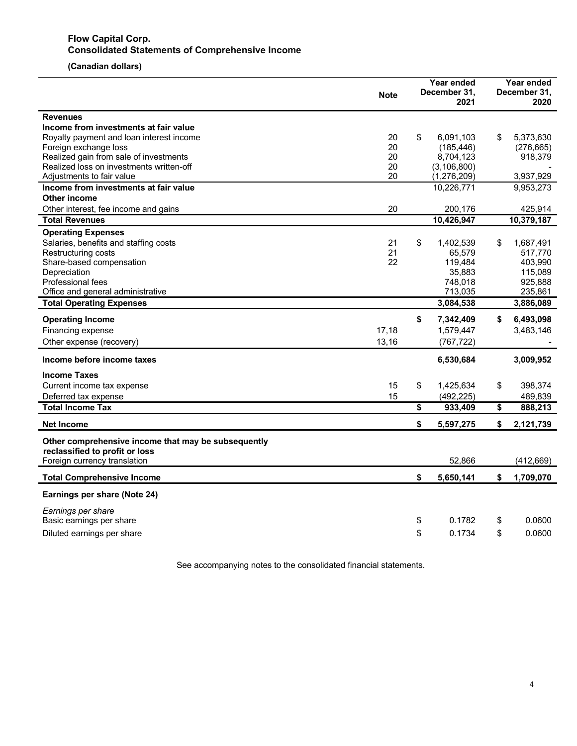# Flow Capital Corp.
## Consolidated Statements of Comprehensive Income

**(Canadian dollars)**

| | Note | Year ended December 31, 2021 | Year ended December 31, 2020 |
|---|---|---|---|
| **Revenues** | | | |
| **Income from investments at fair value** | | | |
| Royalty payment and loan interest income | 20 | $ 6,091,103 | $ 5,373,630 |
| Foreign exchange loss | 20 | (185,446) | (276,665) |
| Realized gain from sale of investments | 20 | 8,704,123 | 918,379 |
| Realized loss on investments written-off | 20 | (3,106,800) | - |
| Adjustments to fair value | 20 | (1,276,209) | 3,937,929 |
| **Income from investments at fair value** | | 10,226,771 | 9,953,273 |
| **Other income** | | | |
| Other interest, fee income and gains | 20 | 200,176 | 425,914 |
| **Total Revenues** | | **10,426,947** | **10,379,187** |
| **Operating Expenses** | | | |
| Salaries, benefits and staffing costs | 21 | $ 1,402,539 | $ 1,687,491 |
| Restructuring costs | 21 | 65,579 | 517,770 |
| Share-based compensation | 22 | 119,484 | 403,990 |
| Depreciation | | 35,883 | 115,089 |
| Professional fees | | 748,018 | 925,888 |
| Office and general administrative | | 713,035 | 235,861 |
| **Total Operating Expenses** | | **3,084,538** | **3,886,089** |
| **Operating Income** | | **$ 7,342,409** | **$ 6,493,098** |
| Financing expense | 17,18 | 1,579,447 | 3,483,146 |
| Other expense (recovery) | 13,16 | (767,722) | - |
| **Income before income taxes** | | **6,530,684** | **3,009,952** |
| **Income Taxes** | | | |
| Current income tax expense | 15 | $ 1,425,634 | $ 398,374 |
| Deferred tax expense | 15 | (492,225) | 489,839 |
| **Total Income Tax** | | **$ 933,409** | **$ 888,213** |
| **Net Income** | | **$ 5,597,275** | **$ 2,121,739** |
| **Other comprehensive income that may be subsequently reclassified to profit or loss** | | | |
| Foreign currency translation | | 52,866 | (412,669) |
| **Total Comprehensive Income** | | **$ 5,650,141** | **$ 1,709,070** |
| **Earnings per share (Note 24)** | | | |
| *Earnings per share* | | | |
| Basic earnings per share | | $ 0.1782 | $ 0.0600 |
| Diluted earnings per share | | $ 0.1734 | $ 0.0600 |

See accompanying notes to the consolidated financial statements.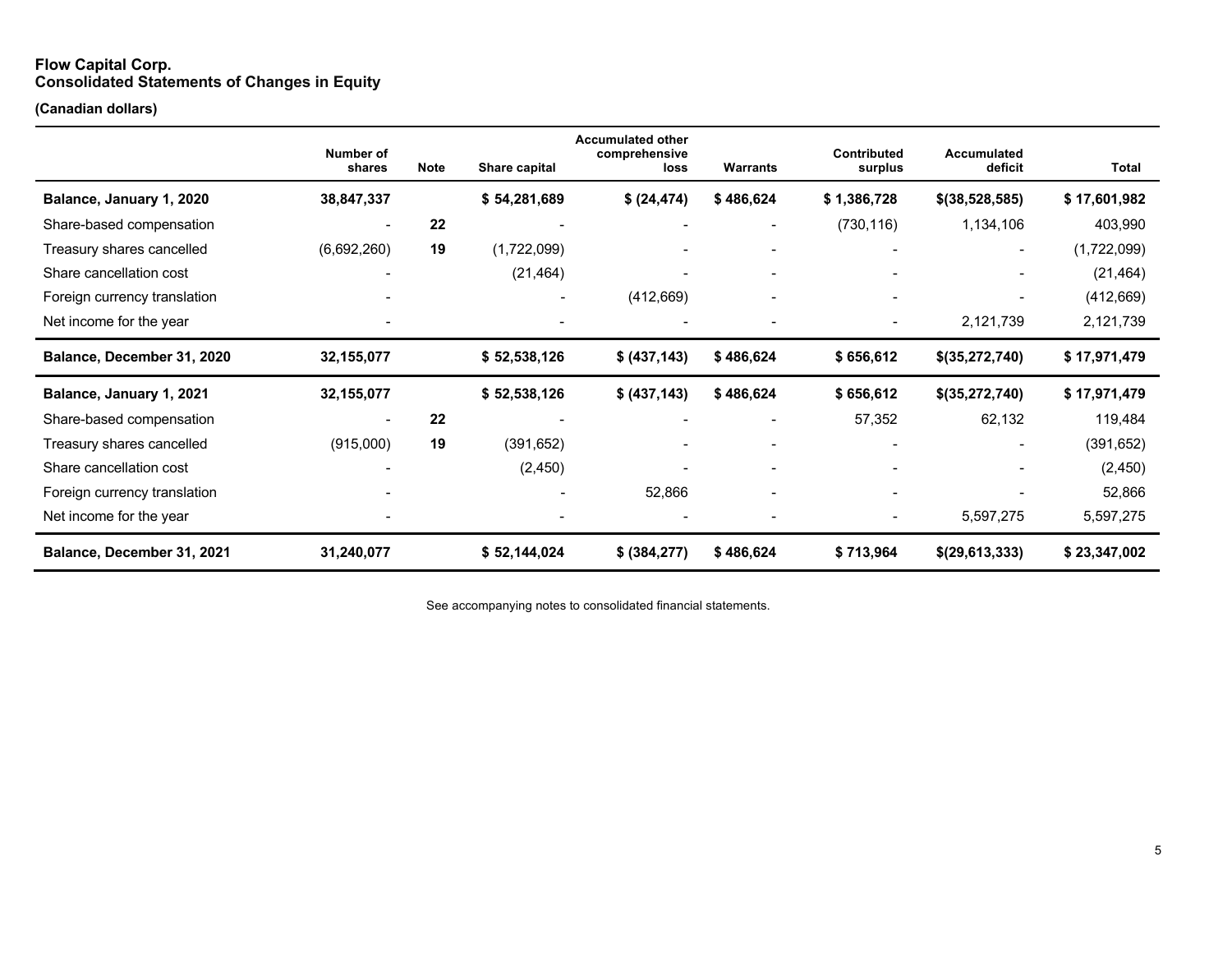**Flow Capital Corp.**
**Consolidated Statements of Changes in Equity**

**(Canadian dollars)**

| | Number of shares | Note | Share capital | Accumulated other comprehensive loss | Warrants | Contributed surplus | Accumulated deficit | Total |
|---|---|---|---|---|---|---|---|---|
| **Balance, January 1, 2020** | **38,847,337** | | **$ 54,281,689** | **$ (24,474)** | **$ 486,624** | **$ 1,386,728** | **$(38,528,585)** | **$ 17,601,982** |
| Share-based compensation | - | **22** | - | - | - | (730,116) | 1,134,106 | 403,990 |
| Treasury shares cancelled | (6,692,260) | **19** | (1,722,099) | - | - | - | - | (1,722,099) |
| Share cancellation cost | - | | (21,464) | - | - | - | - | (21,464) |
| Foreign currency translation | - | | - | (412,669) | - | - | - | (412,669) |
| Net income for the year | - | | - | - | - | - | 2,121,739 | 2,121,739 |
| **Balance, December 31, 2020** | **32,155,077** | | **$ 52,538,126** | **$ (437,143)** | **$ 486,624** | **$ 656,612** | **$(35,272,740)** | **$ 17,971,479** |
| **Balance, January 1, 2021** | **32,155,077** | | **$ 52,538,126** | **$ (437,143)** | **$ 486,624** | **$ 656,612** | **$(35,272,740)** | **$ 17,971,479** |
| Share-based compensation | - | **22** | - | - | - | 57,352 | 62,132 | 119,484 |
| Treasury shares cancelled | (915,000) | **19** | (391,652) | - | - | - | - | (391,652) |
| Share cancellation cost | - | | (2,450) | - | - | - | - | (2,450) |
| Foreign currency translation | - | | - | 52,866 | - | - | - | 52,866 |
| Net income for the year | - | | - | - | - | - | 5,597,275 | 5,597,275 |
| **Balance, December 31, 2021** | **31,240,077** | | **$ 52,144,024** | **$ (384,277)** | **$ 486,624** | **$ 713,964** | **$(29,613,333)** | **$ 23,347,002** |

See accompanying notes to consolidated financial statements.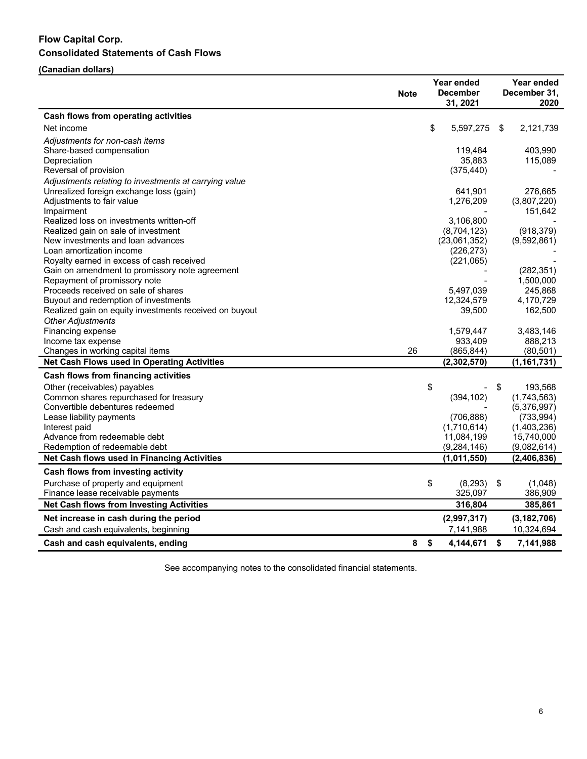**Flow Capital Corp.**

**Consolidated Statements of Cash Flows**

**(Canadian dollars)**

| | Note | Year ended December 31, 2021 | Year ended December 31, 2020 |
|---|---|---|---|
| **Cash flows from operating activities** | | | |
| Net income | | $ 5,597,275 | $ 2,121,739 |
| *Adjustments for non-cash items* | | | |
| Share-based compensation | | 119,484 | 403,990 |
| Depreciation | | 35,883 | 115,089 |
| Reversal of provision | | (375,440) | - |
| *Adjustments relating to investments at carrying value* | | | |
| Unrealized foreign exchange loss (gain) | | 641,901 | 276,665 |
| Adjustments to fair value | | 1,276,209 | (3,807,220) |
| Impairment | | - | 151,642 |
| Realized loss on investments written-off | | 3,106,800 | - |
| Realized gain on sale of investment | | (8,704,123) | (918,379) |
| New investments and loan advances | | (23,061,352) | (9,592,861) |
| Loan amortization income | | (226,273) | - |
| Royalty earned in excess of cash received | | (221,065) | - |
| Gain on amendment to promissory note agreement | | - | (282,351) |
| Repayment of promissory note | | - | 1,500,000 |
| Proceeds received on sale of shares | | 5,497,039 | 245,868 |
| Buyout and redemption of investments | | 12,324,579 | 4,170,729 |
| Realized gain on equity investments received on buyout | | 39,500 | 162,500 |
| *Other Adjustments* | | | |
| Financing expense | | 1,579,447 | 3,483,146 |
| Income tax expense | | 933,409 | 888,213 |
| Changes in working capital items | 26 | (865,844) | (80,501) |
| **Net Cash Flows used in Operating Activities** | | **(2,302,570)** | **(1,161,731)** |
| **Cash flows from financing activities** | | | |
| Other (receivables) payables | | $ - | $ 193,568 |
| Common shares repurchased for treasury | | (394,102) | (1,743,563) |
| Convertible debentures redeemed | | - | (5,376,997) |
| Lease liability payments | | (706,888) | (733,994) |
| Interest paid | | (1,710,614) | (1,403,236) |
| Advance from redeemable debt | | 11,084,199 | 15,740,000 |
| Redemption of redeemable debt | | (9,284,146) | (9,082,614) |
| **Net Cash flows used in Financing Activities** | | **(1,011,550)** | **(2,406,836)** |
| **Cash flows from investing activity** | | | |
| Purchase of property and equipment | | $ (8,293) | $ (1,048) |
| Finance lease receivable payments | | 325,097 | 386,909 |
| **Net Cash flows from Investing Activities** | | **316,804** | **385,861** |
| **Net increase in cash during the period** | | **(2,997,317)** | **(3,182,706)** |
| Cash and cash equivalents, beginning | | 7,141,988 | 10,324,694 |
| **Cash and cash equivalents, ending** | **8** | **$ 4,144,671** | **$ 7,141,988** |

See accompanying notes to the consolidated financial statements.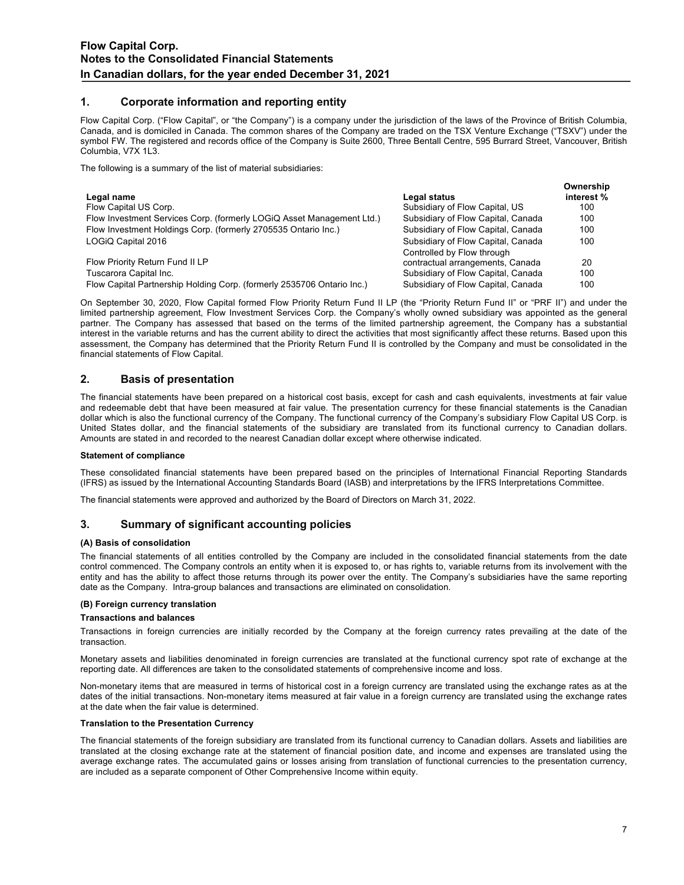## 1. Corporate information and reporting entity

Flow Capital Corp. ("Flow Capital", or "the Company") is a company under the jurisdiction of the laws of the Province of British Columbia, Canada, and is domiciled in Canada. The common shares of the Company are traded on the TSX Venture Exchange ("TSXV") under the symbol FW. The registered and records office of the Company is Suite 2600, Three Bentall Centre, 595 Burrard Street, Vancouver, British Columbia, V7X 1L3.

The following is a summary of the list of material subsidiaries:

| Legal name | Legal status | Ownership interest % |
|---|---|---|
| Flow Capital US Corp. | Subsidiary of Flow Capital, US | 100 |
| Flow Investment Services Corp. (formerly LOGiQ Asset Management Ltd.) | Subsidiary of Flow Capital, Canada | 100 |
| Flow Investment Holdings Corp. (formerly 2705535 Ontario Inc.) | Subsidiary of Flow Capital, Canada | 100 |
| LOGiQ Capital 2016 | Subsidiary of Flow Capital, Canada | 100 |
| Flow Priority Return Fund II LP | Controlled by Flow through contractual arrangements, Canada | 20 |
| Tuscarora Capital Inc. | Subsidiary of Flow Capital, Canada | 100 |
| Flow Capital Partnership Holding Corp. (formerly 2535706 Ontario Inc.) | Subsidiary of Flow Capital, Canada | 100 |

On September 30, 2020, Flow Capital formed Flow Priority Return Fund II LP (the "Priority Return Fund II" or "PRF II") and under the limited partnership agreement, Flow Investment Services Corp. the Company's wholly owned subsidiary was appointed as the general partner. The Company has assessed that based on the terms of the limited partnership agreement, the Company has a substantial interest in the variable returns and has the current ability to direct the activities that most significantly affect these returns. Based upon this assessment, the Company has determined that the Priority Return Fund II is controlled by the Company and must be consolidated in the financial statements of Flow Capital.

## 2. Basis of presentation

The financial statements have been prepared on a historical cost basis, except for cash and cash equivalents, investments at fair value and redeemable debt that have been measured at fair value. The presentation currency for these financial statements is the Canadian dollar which is also the functional currency of the Company. The functional currency of the Company's subsidiary Flow Capital US Corp. is United States dollar, and the financial statements of the subsidiary are translated from its functional currency to Canadian dollars. Amounts are stated in and recorded to the nearest Canadian dollar except where otherwise indicated.

**Statement of compliance**

These consolidated financial statements have been prepared based on the principles of International Financial Reporting Standards (IFRS) as issued by the International Accounting Standards Board (IASB) and interpretations by the IFRS Interpretations Committee.

The financial statements were approved and authorized by the Board of Directors on March 31, 2022.

## 3. Summary of significant accounting policies

**(A) Basis of consolidation**

The financial statements of all entities controlled by the Company are included in the consolidated financial statements from the date control commenced. The Company controls an entity when it is exposed to, or has rights to, variable returns from its involvement with the entity and has the ability to affect those returns through its power over the entity. The Company's subsidiaries have the same reporting date as the Company. Intra-group balances and transactions are eliminated on consolidation.

**(B) Foreign currency translation**

**Transactions and balances**

Transactions in foreign currencies are initially recorded by the Company at the foreign currency rates prevailing at the date of the transaction.

Monetary assets and liabilities denominated in foreign currencies are translated at the functional currency spot rate of exchange at the reporting date. All differences are taken to the consolidated statements of comprehensive income and loss.

Non-monetary items that are measured in terms of historical cost in a foreign currency are translated using the exchange rates as at the dates of the initial transactions. Non-monetary items measured at fair value in a foreign currency are translated using the exchange rates at the date when the fair value is determined.

**Translation to the Presentation Currency**

The financial statements of the foreign subsidiary are translated from its functional currency to Canadian dollars. Assets and liabilities are translated at the closing exchange rate at the statement of financial position date, and income and expenses are translated using the average exchange rates. The accumulated gains or losses arising from translation of functional currencies to the presentation currency, are included as a separate component of Other Comprehensive Income within equity.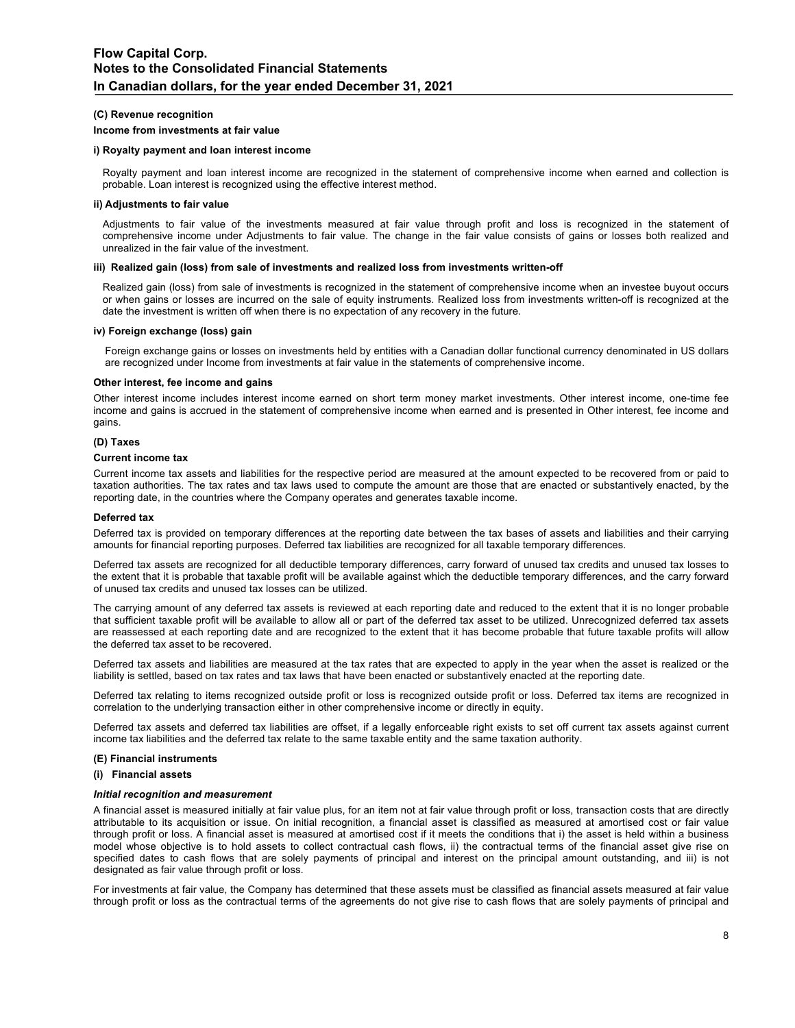#### (C) Revenue recognition

**Income from investments at fair value**

**i) Royalty payment and loan interest income**

Royalty payment and loan interest income are recognized in the statement of comprehensive income when earned and collection is probable. Loan interest is recognized using the effective interest method.

**ii) Adjustments to fair value**

Adjustments to fair value of the investments measured at fair value through profit and loss is recognized in the statement of comprehensive income under Adjustments to fair value. The change in the fair value consists of gains or losses both realized and unrealized in the fair value of the investment.

**iii) Realized gain (loss) from sale of investments and realized loss from investments written-off**

Realized gain (loss) from sale of investments is recognized in the statement of comprehensive income when an investee buyout occurs or when gains or losses are incurred on the sale of equity instruments. Realized loss from investments written-off is recognized at the date the investment is written off when there is no expectation of any recovery in the future.

**iv) Foreign exchange (loss) gain**

Foreign exchange gains or losses on investments held by entities with a Canadian dollar functional currency denominated in US dollars are recognized under Income from investments at fair value in the statements of comprehensive income.

**Other interest, fee income and gains**

Other interest income includes interest income earned on short term money market investments. Other interest income, one-time fee income and gains is accrued in the statement of comprehensive income when earned and is presented in Other interest, fee income and gains.

#### (D) Taxes

**Current income tax**

Current income tax assets and liabilities for the respective period are measured at the amount expected to be recovered from or paid to taxation authorities. The tax rates and tax laws used to compute the amount are those that are enacted or substantively enacted, by the reporting date, in the countries where the Company operates and generates taxable income.

**Deferred tax**

Deferred tax is provided on temporary differences at the reporting date between the tax bases of assets and liabilities and their carrying amounts for financial reporting purposes. Deferred tax liabilities are recognized for all taxable temporary differences.

Deferred tax assets are recognized for all deductible temporary differences, carry forward of unused tax credits and unused tax losses to the extent that it is probable that taxable profit will be available against which the deductible temporary differences, and the carry forward of unused tax credits and unused tax losses can be utilized.

The carrying amount of any deferred tax assets is reviewed at each reporting date and reduced to the extent that it is no longer probable that sufficient taxable profit will be available to allow all or part of the deferred tax asset to be utilized. Unrecognized deferred tax assets are reassessed at each reporting date and are recognized to the extent that it has become probable that future taxable profits will allow the deferred tax asset to be recovered.

Deferred tax assets and liabilities are measured at the tax rates that are expected to apply in the year when the asset is realized or the liability is settled, based on tax rates and tax laws that have been enacted or substantively enacted at the reporting date.

Deferred tax relating to items recognized outside profit or loss is recognized outside profit or loss. Deferred tax items are recognized in correlation to the underlying transaction either in other comprehensive income or directly in equity.

Deferred tax assets and deferred tax liabilities are offset, if a legally enforceable right exists to set off current tax assets against current income tax liabilities and the deferred tax relate to the same taxable entity and the same taxation authority.

#### (E) Financial instruments

**(i) Financial assets**

***Initial recognition and measurement***

A financial asset is measured initially at fair value plus, for an item not at fair value through profit or loss, transaction costs that are directly attributable to its acquisition or issue. On initial recognition, a financial asset is classified as measured at amortised cost or fair value through profit or loss. A financial asset is measured at amortised cost if it meets the conditions that i) the asset is held within a business model whose objective is to hold assets to collect contractual cash flows, ii) the contractual terms of the financial asset give rise on specified dates to cash flows that are solely payments of principal and interest on the principal amount outstanding, and iii) is not designated as fair value through profit or loss.

For investments at fair value, the Company has determined that these assets must be classified as financial assets measured at fair value through profit or loss as the contractual terms of the agreements do not give rise to cash flows that are solely payments of principal and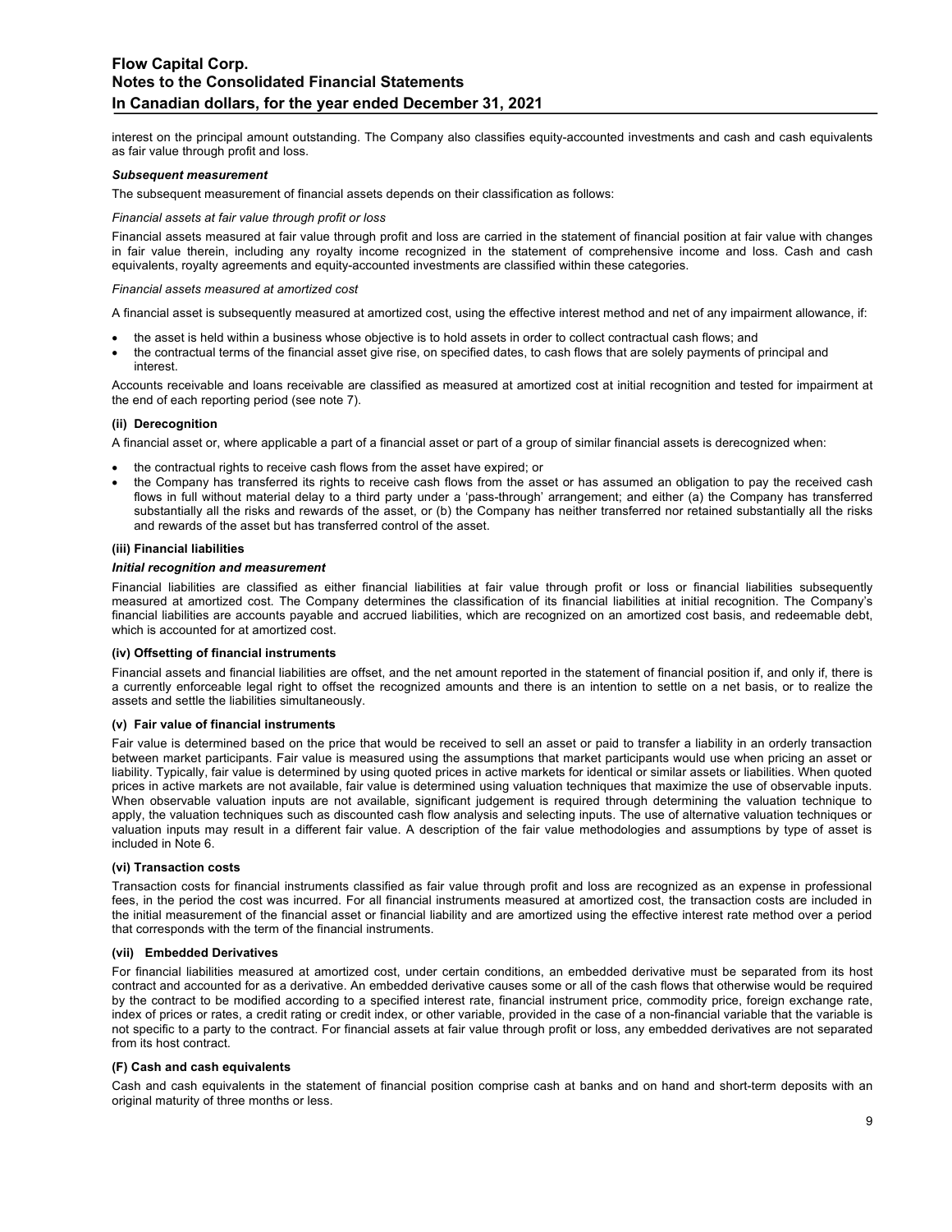interest on the principal amount outstanding. The Company also classifies equity-accounted investments and cash and cash equivalents as fair value through profit and loss.

***Subsequent measurement***

The subsequent measurement of financial assets depends on their classification as follows:

*Financial assets at fair value through profit or loss*

Financial assets measured at fair value through profit and loss are carried in the statement of financial position at fair value with changes in fair value therein, including any royalty income recognized in the statement of comprehensive income and loss. Cash and cash equivalents, royalty agreements and equity-accounted investments are classified within these categories.

*Financial assets measured at amortized cost*

A financial asset is subsequently measured at amortized cost, using the effective interest method and net of any impairment allowance, if:

- the asset is held within a business whose objective is to hold assets in order to collect contractual cash flows; and
- the contractual terms of the financial asset give rise, on specified dates, to cash flows that are solely payments of principal and interest.

Accounts receivable and loans receivable are classified as measured at amortized cost at initial recognition and tested for impairment at the end of each reporting period (see note 7).

**(ii) Derecognition**

A financial asset or, where applicable a part of a financial asset or part of a group of similar financial assets is derecognized when:

- the contractual rights to receive cash flows from the asset have expired; or
- the Company has transferred its rights to receive cash flows from the asset or has assumed an obligation to pay the received cash flows in full without material delay to a third party under a 'pass-through' arrangement; and either (a) the Company has transferred substantially all the risks and rewards of the asset, or (b) the Company has neither transferred nor retained substantially all the risks and rewards of the asset but has transferred control of the asset.

**(iii) Financial liabilities**

***Initial recognition and measurement***

Financial liabilities are classified as either financial liabilities at fair value through profit or loss or financial liabilities subsequently measured at amortized cost. The Company determines the classification of its financial liabilities at initial recognition. The Company's financial liabilities are accounts payable and accrued liabilities, which are recognized on an amortized cost basis, and redeemable debt, which is accounted for at amortized cost.

**(iv) Offsetting of financial instruments**

Financial assets and financial liabilities are offset, and the net amount reported in the statement of financial position if, and only if, there is a currently enforceable legal right to offset the recognized amounts and there is an intention to settle on a net basis, or to realize the assets and settle the liabilities simultaneously.

**(v) Fair value of financial instruments**

Fair value is determined based on the price that would be received to sell an asset or paid to transfer a liability in an orderly transaction between market participants. Fair value is measured using the assumptions that market participants would use when pricing an asset or liability. Typically, fair value is determined by using quoted prices in active markets for identical or similar assets or liabilities. When quoted prices in active markets are not available, fair value is determined using valuation techniques that maximize the use of observable inputs. When observable valuation inputs are not available, significant judgement is required through determining the valuation technique to apply, the valuation techniques such as discounted cash flow analysis and selecting inputs. The use of alternative valuation techniques or valuation inputs may result in a different fair value. A description of the fair value methodologies and assumptions by type of asset is included in Note 6.

**(vi) Transaction costs**

Transaction costs for financial instruments classified as fair value through profit and loss are recognized as an expense in professional fees, in the period the cost was incurred. For all financial instruments measured at amortized cost, the transaction costs are included in the initial measurement of the financial asset or financial liability and are amortized using the effective interest rate method over a period that corresponds with the term of the financial instruments.

**(vii) Embedded Derivatives**

For financial liabilities measured at amortized cost, under certain conditions, an embedded derivative must be separated from its host contract and accounted for as a derivative. An embedded derivative causes some or all of the cash flows that otherwise would be required by the contract to be modified according to a specified interest rate, financial instrument price, commodity price, foreign exchange rate, index of prices or rates, a credit rating or credit index, or other variable, provided in the case of a non-financial variable that the variable is not specific to a party to the contract. For financial assets at fair value through profit or loss, any embedded derivatives are not separated from its host contract.

**(F) Cash and cash equivalents**

Cash and cash equivalents in the statement of financial position comprise cash at banks and on hand and short-term deposits with an original maturity of three months or less.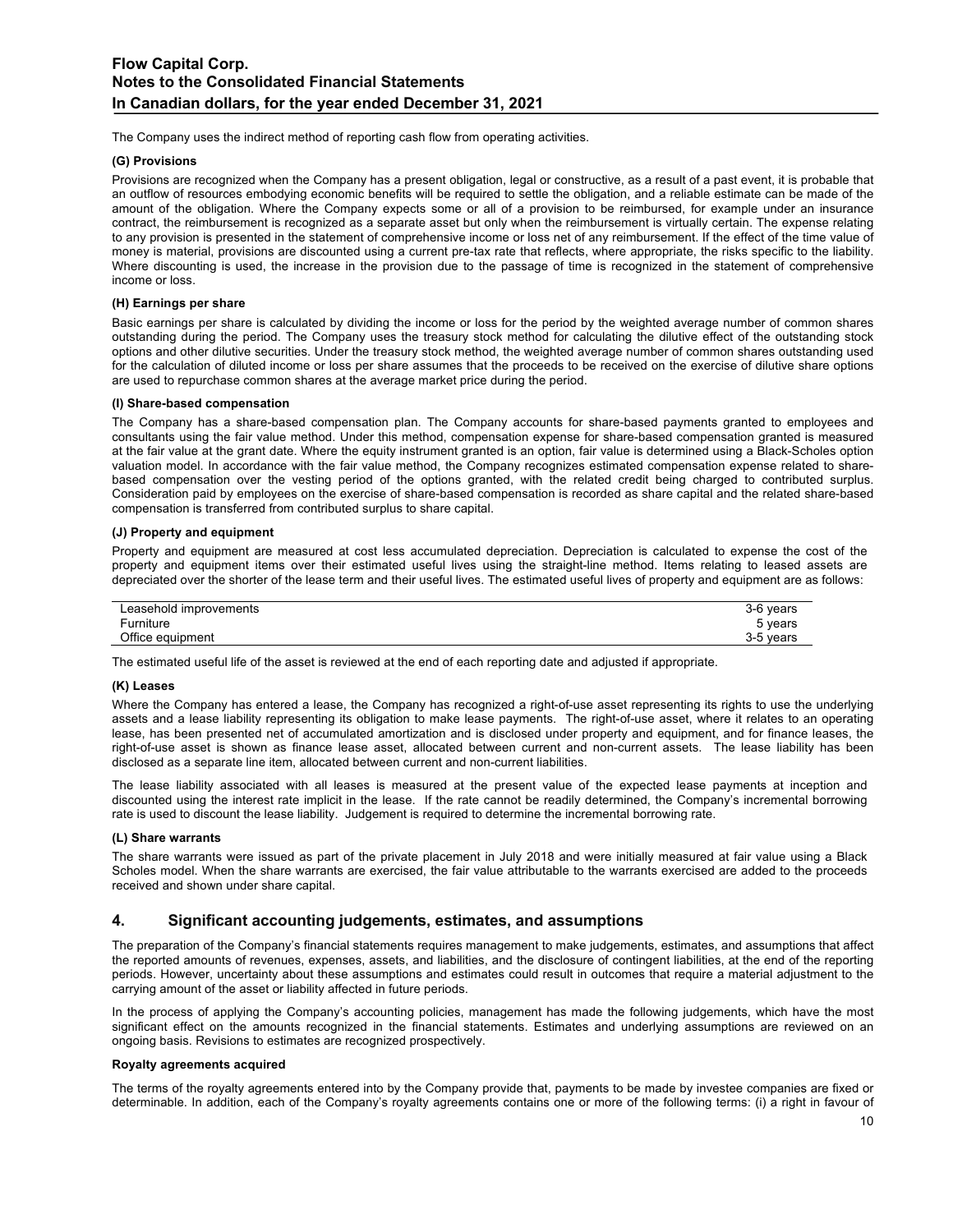The Company uses the indirect method of reporting cash flow from operating activities.

**(G) Provisions**

Provisions are recognized when the Company has a present obligation, legal or constructive, as a result of a past event, it is probable that an outflow of resources embodying economic benefits will be required to settle the obligation, and a reliable estimate can be made of the amount of the obligation. Where the Company expects some or all of a provision to be reimbursed, for example under an insurance contract, the reimbursement is recognized as a separate asset but only when the reimbursement is virtually certain. The expense relating to any provision is presented in the statement of comprehensive income or loss net of any reimbursement. If the effect of the time value of money is material, provisions are discounted using a current pre-tax rate that reflects, where appropriate, the risks specific to the liability. Where discounting is used, the increase in the provision due to the passage of time is recognized in the statement of comprehensive income or loss.

**(H) Earnings per share**

Basic earnings per share is calculated by dividing the income or loss for the period by the weighted average number of common shares outstanding during the period. The Company uses the treasury stock method for calculating the dilutive effect of the outstanding stock options and other dilutive securities. Under the treasury stock method, the weighted average number of common shares outstanding used for the calculation of diluted income or loss per share assumes that the proceeds to be received on the exercise of dilutive share options are used to repurchase common shares at the average market price during the period.

**(I) Share-based compensation**

The Company has a share-based compensation plan. The Company accounts for share-based payments granted to employees and consultants using the fair value method. Under this method, compensation expense for share-based compensation granted is measured at the fair value at the grant date. Where the equity instrument granted is an option, fair value is determined using a Black-Scholes option valuation model. In accordance with the fair value method, the Company recognizes estimated compensation expense related to share-based compensation over the vesting period of the options granted, with the related credit being charged to contributed surplus. Consideration paid by employees on the exercise of share-based compensation is recorded as share capital and the related share-based compensation is transferred from contributed surplus to share capital.

**(J) Property and equipment**

Property and equipment are measured at cost less accumulated depreciation. Depreciation is calculated to expense the cost of the property and equipment items over their estimated useful lives using the straight-line method. Items relating to leased assets are depreciated over the shorter of the lease term and their useful lives. The estimated useful lives of property and equipment are as follows:

| | |
|---|---|
| Leasehold improvements | 3-6 years |
| Furniture | 5 years |
| Office equipment | 3-5 years |

The estimated useful life of the asset is reviewed at the end of each reporting date and adjusted if appropriate.

**(K) Leases**

Where the Company has entered a lease, the Company has recognized a right-of-use asset representing its rights to use the underlying assets and a lease liability representing its obligation to make lease payments. The right-of-use asset, where it relates to an operating lease, has been presented net of accumulated amortization and is disclosed under property and equipment, and for finance leases, the right-of-use asset is shown as finance lease asset, allocated between current and non-current assets. The lease liability has been disclosed as a separate line item, allocated between current and non-current liabilities.

The lease liability associated with all leases is measured at the present value of the expected lease payments at inception and discounted using the interest rate implicit in the lease. If the rate cannot be readily determined, the Company's incremental borrowing rate is used to discount the lease liability. Judgement is required to determine the incremental borrowing rate.

**(L) Share warrants**

The share warrants were issued as part of the private placement in July 2018 and were initially measured at fair value using a Black Scholes model. When the share warrants are exercised, the fair value attributable to the warrants exercised are added to the proceeds received and shown under share capital.

## 4. Significant accounting judgements, estimates, and assumptions

The preparation of the Company's financial statements requires management to make judgements, estimates, and assumptions that affect the reported amounts of revenues, expenses, assets, and liabilities, and the disclosure of contingent liabilities, at the end of the reporting periods. However, uncertainty about these assumptions and estimates could result in outcomes that require a material adjustment to the carrying amount of the asset or liability affected in future periods.

In the process of applying the Company's accounting policies, management has made the following judgements, which have the most significant effect on the amounts recognized in the financial statements. Estimates and underlying assumptions are reviewed on an ongoing basis. Revisions to estimates are recognized prospectively.

**Royalty agreements acquired**

The terms of the royalty agreements entered into by the Company provide that, payments to be made by investee companies are fixed or determinable. In addition, each of the Company's royalty agreements contains one or more of the following terms: (i) a right in favour of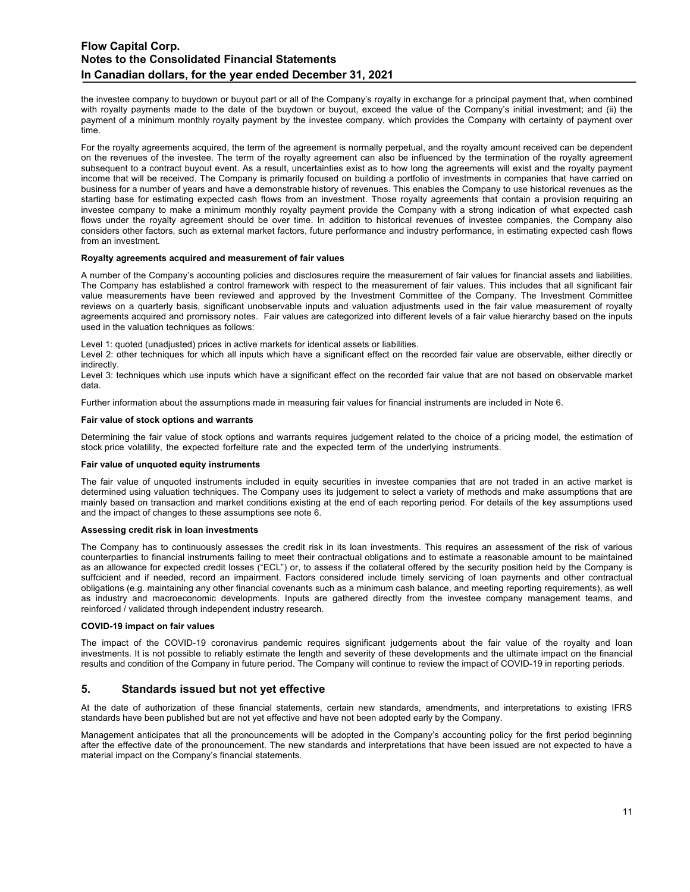the investee company to buydown or buyout part or all of the Company's royalty in exchange for a principal payment that, when combined with royalty payments made to the date of the buydown or buyout, exceed the value of the Company's initial investment; and (ii) the payment of a minimum monthly royalty payment by the investee company, which provides the Company with certainty of payment over time.

For the royalty agreements acquired, the term of the agreement is normally perpetual, and the royalty amount received can be dependent on the revenues of the investee. The term of the royalty agreement can also be influenced by the termination of the royalty agreement subsequent to a contract buyout event. As a result, uncertainties exist as to how long the agreements will exist and the royalty payment income that will be received. The Company is primarily focused on building a portfolio of investments in companies that have carried on business for a number of years and have a demonstrable history of revenues. This enables the Company to use historical revenues as the starting base for estimating expected cash flows from an investment. Those royalty agreements that contain a provision requiring an investee company to make a minimum monthly royalty payment provide the Company with a strong indication of what expected cash flows under the royalty agreement should be over time. In addition to historical revenues of investee companies, the Company also considers other factors, such as external market factors, future performance and industry performance, in estimating expected cash flows from an investment.

**Royalty agreements acquired and measurement of fair values**

A number of the Company's accounting policies and disclosures require the measurement of fair values for financial assets and liabilities. The Company has established a control framework with respect to the measurement of fair values. This includes that all significant fair value measurements have been reviewed and approved by the Investment Committee of the Company. The Investment Committee reviews on a quarterly basis, significant unobservable inputs and valuation adjustments used in the fair value measurement of royalty agreements acquired and promissory notes. Fair values are categorized into different levels of a fair value hierarchy based on the inputs used in the valuation techniques as follows:

Level 1: quoted (unadjusted) prices in active markets for identical assets or liabilities.
Level 2: other techniques for which all inputs which have a significant effect on the recorded fair value are observable, either directly or indirectly.
Level 3: techniques which use inputs which have a significant effect on the recorded fair value that are not based on observable market data.

Further information about the assumptions made in measuring fair values for financial instruments are included in Note 6.

**Fair value of stock options and warrants**

Determining the fair value of stock options and warrants requires judgement related to the choice of a pricing model, the estimation of stock price volatility, the expected forfeiture rate and the expected term of the underlying instruments.

**Fair value of unquoted equity instruments**

The fair value of unquoted instruments included in equity securities in investee companies that are not traded in an active market is determined using valuation techniques. The Company uses its judgement to select a variety of methods and make assumptions that are mainly based on transaction and market conditions existing at the end of each reporting period. For details of the key assumptions used and the impact of changes to these assumptions see note 6.

**Assessing credit risk in loan investments**

The Company has to continuously assesses the credit risk in its loan investments. This requires an assessment of the risk of various counterparties to financial instruments failing to meet their contractual obligations and to estimate a reasonable amount to be maintained as an allowance for expected credit losses ("ECL") or, to assess if the collateral offered by the security position held by the Company is suffcicient and if needed, record an impairment. Factors considered include timely servicing of loan payments and other contractual obligations (e.g. maintaining any other financial covenants such as a minimum cash balance, and meeting reporting requirements), as well as industry and macroeconomic developments. Inputs are gathered directly from the investee company management teams, and reinforced / validated through independent industry research.

**COVID-19 impact on fair values**

The impact of the COVID-19 coronavirus pandemic requires significant judgements about the fair value of the royalty and loan investments. It is not possible to reliably estimate the length and severity of these developments and the ultimate impact on the financial results and condition of the Company in future period. The Company will continue to review the impact of COVID-19 in reporting periods.

## 5. Standards issued but not yet effective

At the date of authorization of these financial statements, certain new standards, amendments, and interpretations to existing IFRS standards have been published but are not yet effective and have not been adopted early by the Company.

Management anticipates that all the pronouncements will be adopted in the Company's accounting policy for the first period beginning after the effective date of the pronouncement. The new standards and interpretations that have been issued are not expected to have a material impact on the Company's financial statements.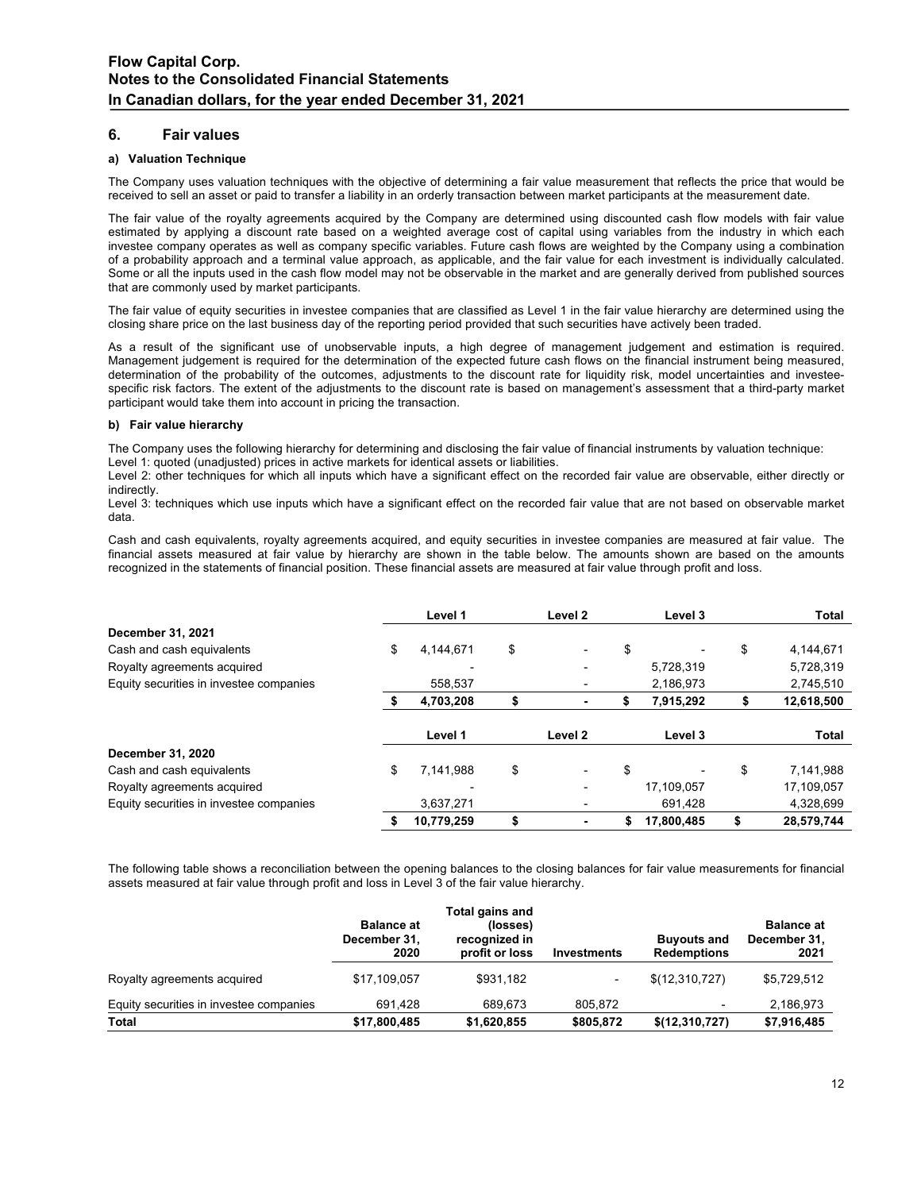## 6. Fair values

### a) Valuation Technique

The Company uses valuation techniques with the objective of determining a fair value measurement that reflects the price that would be received to sell an asset or paid to transfer a liability in an orderly transaction between market participants at the measurement date.

The fair value of the royalty agreements acquired by the Company are determined using discounted cash flow models with fair value estimated by applying a discount rate based on a weighted average cost of capital using variables from the industry in which each investee company operates as well as company specific variables. Future cash flows are weighted by the Company using a combination of a probability approach and a terminal value approach, as applicable, and the fair value for each investment is individually calculated. Some or all the inputs used in the cash flow model may not be observable in the market and are generally derived from published sources that are commonly used by market participants.

The fair value of equity securities in investee companies that are classified as Level 1 in the fair value hierarchy are determined using the closing share price on the last business day of the reporting period provided that such securities have actively been traded.

As a result of the significant use of unobservable inputs, a high degree of management judgement and estimation is required. Management judgement is required for the determination of the expected future cash flows on the financial instrument being measured, determination of the probability of the outcomes, adjustments to the discount rate for liquidity risk, model uncertainties and investee-specific risk factors. The extent of the adjustments to the discount rate is based on management's assessment that a third-party market participant would take them into account in pricing the transaction.

### b) Fair value hierarchy

The Company uses the following hierarchy for determining and disclosing the fair value of financial instruments by valuation technique:
Level 1: quoted (unadjusted) prices in active markets for identical assets or liabilities.
Level 2: other techniques for which all inputs which have a significant effect on the recorded fair value are observable, either directly or indirectly.
Level 3: techniques which use inputs which have a significant effect on the recorded fair value that are not based on observable market data.

Cash and cash equivalents, royalty agreements acquired, and equity securities in investee companies are measured at fair value. The financial assets measured at fair value by hierarchy are shown in the table below. The amounts shown are based on the amounts recognized in the statements of financial position. These financial assets are measured at fair value through profit and loss.

| | Level 1 | Level 2 | Level 3 | Total |
|---|---|---|---|---|
| **December 31, 2021** | | | | |
| Cash and cash equivalents | $ 4,144,671 | $ - | $ - | $ 4,144,671 |
| Royalty agreements acquired | - | - | 5,728,319 | 5,728,319 |
| Equity securities in investee companies | 558,537 | - | 2,186,973 | 2,745,510 |
| | **$ 4,703,208** | **$ -** | **$ 7,915,292** | **$ 12,618,500** |

| | Level 1 | Level 2 | Level 3 | Total |
|---|---|---|---|---|
| **December 31, 2020** | | | | |
| Cash and cash equivalents | $ 7,141,988 | $ - | $ - | $ 7,141,988 |
| Royalty agreements acquired | - | - | 17,109,057 | 17,109,057 |
| Equity securities in investee companies | 3,637,271 | - | 691,428 | 4,328,699 |
| | **$ 10,779,259** | **$ -** | **$ 17,800,485** | **$ 28,579,744** |

The following table shows a reconciliation between the opening balances to the closing balances for fair value measurements for financial assets measured at fair value through profit and loss in Level 3 of the fair value hierarchy.

| | Balance at December 31, 2020 | Total gains and (losses) recognized in profit or loss | Investments | Buyouts and Redemptions | Balance at December 31, 2021 |
|---|---|---|---|---|---|
| Royalty agreements acquired | $17,109,057 | $931,182 | - | $(12,310,727) | $5,729,512 |
| Equity securities in investee companies | 691,428 | 689,673 | 805,872 | - | 2,186,973 |
| **Total** | **$17,800,485** | **$1,620,855** | **$805,872** | **$(12,310,727)** | **$7,916,485** |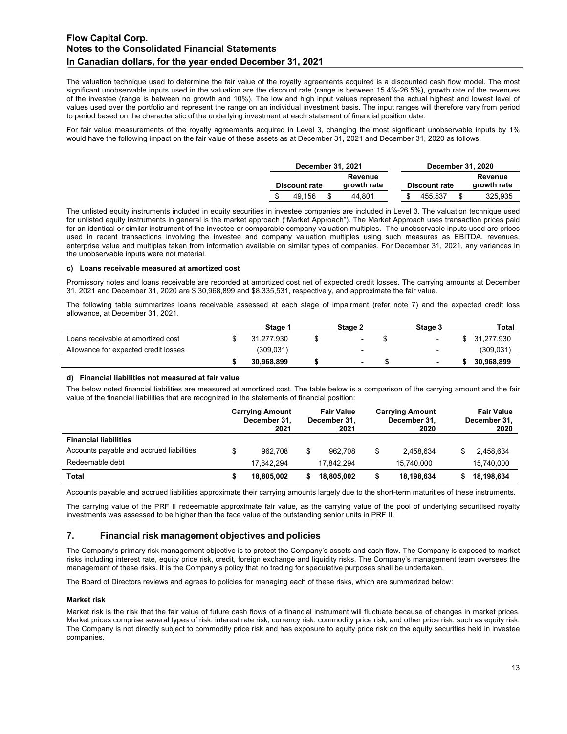The valuation technique used to determine the fair value of the royalty agreements acquired is a discounted cash flow model. The most significant unobservable inputs used in the valuation are the discount rate (range is between 15.4%-26.5%), growth rate of the revenues of the investee (range is between no growth and 10%). The low and high input values represent the actual highest and lowest level of values used over the portfolio and represent the range on an individual investment basis. The input ranges will therefore vary from period to period based on the characteristic of the underlying investment at each statement of financial position date.

For fair value measurements of the royalty agreements acquired in Level 3, changing the most significant unobservable inputs by 1% would have the following impact on the fair value of these assets as at December 31, 2021 and December 31, 2020 as follows:

| December 31, 2021 | | December 31, 2020 | |
|---|---|---|---|
| Discount rate | Revenue growth rate | Discount rate | Revenue growth rate |
| $ 49,156 | $ 44,801 | $ 455,537 | $ 325,935 |

The unlisted equity instruments included in equity securities in investee companies are included in Level 3. The valuation technique used for unlisted equity instruments in general is the market approach ("Market Approach"). The Market Approach uses transaction prices paid for an identical or similar instrument of the investee or comparable company valuation multiples. The unobservable inputs used are prices used in recent transactions involving the investee and company valuation multiples using such measures as EBITDA, revenues, enterprise value and multiples taken from information available on similar types of companies. For December 31, 2021, any variances in the unobservable inputs were not material.

#### c) Loans receivable measured at amortized cost

Promissory notes and loans receivable are recorded at amortized cost net of expected credit losses. The carrying amounts at December 31, 2021 and December 31, 2020 are $ 30,968,899 and $8,335,531, respectively, and approximate the fair value.

The following table summarizes loans receivable assessed at each stage of impairment (refer note 7) and the expected credit loss allowance, at December 31, 2021.

| | Stage 1 | Stage 2 | Stage 3 | Total |
|---|---|---|---|---|
| Loans receivable at amortized cost | $ 31,277,930 | $ - | $ - | $ 31,277,930 |
| Allowance for expected credit losses | (309,031) | - | - | (309,031) |
| | **$ 30,968,899** | **$ -** | **$ -** | **$ 30,968,899** |

#### d) Financial liabilities not measured at fair value

The below noted financial liabilities are measured at amortized cost. The table below is a comparison of the carrying amount and the fair value of the financial liabilities that are recognized in the statements of financial position:

| | Carrying Amount December 31, 2021 | Fair Value December 31, 2021 | Carrying Amount December 31, 2020 | Fair Value December 31, 2020 |
|---|---|---|---|---|
| **Financial liabilities** | | | | |
| Accounts payable and accrued liabilities | $ 962,708 | $ 962,708 | $ 2,458,634 | $ 2,458,634 |
| Redeemable debt | 17,842,294 | 17,842,294 | 15,740,000 | 15,740,000 |
| **Total** | **$ 18,805,002** | **$ 18,805,002** | **$ 18,198,634** | **$ 18,198,634** |

Accounts payable and accrued liabilities approximate their carrying amounts largely due to the short-term maturities of these instruments.

The carrying value of the PRF II redeemable approximate fair value, as the carrying value of the pool of underlying securitised royalty investments was assessed to be higher than the face value of the outstanding senior units in PRF II.

## 7. Financial risk management objectives and policies

The Company's primary risk management objective is to protect the Company's assets and cash flow. The Company is exposed to market risks including interest rate, equity price risk, credit, foreign exchange and liquidity risks. The Company's management team oversees the management of these risks. It is the Company's policy that no trading for speculative purposes shall be undertaken.

The Board of Directors reviews and agrees to policies for managing each of these risks, which are summarized below:

#### Market risk

Market risk is the risk that the fair value of future cash flows of a financial instrument will fluctuate because of changes in market prices. Market prices comprise several types of risk: interest rate risk, currency risk, commodity price risk, and other price risk, such as equity risk. The Company is not directly subject to commodity price risk and has exposure to equity price risk on the equity securities held in investee companies.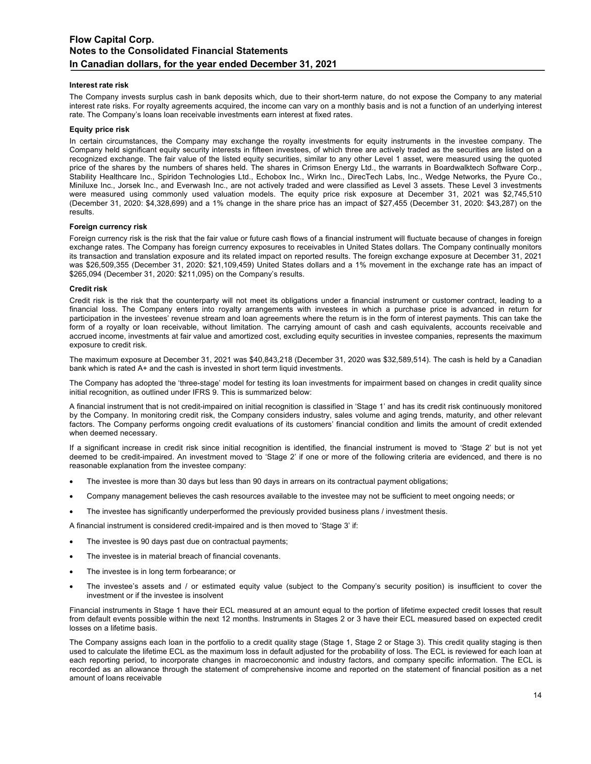#### Interest rate risk

The Company invests surplus cash in bank deposits which, due to their short-term nature, do not expose the Company to any material interest rate risks. For royalty agreements acquired, the income can vary on a monthly basis and is not a function of an underlying interest rate. The Company's loans loan receivable investments earn interest at fixed rates.

#### Equity price risk

In certain circumstances, the Company may exchange the royalty investments for equity instruments in the investee company. The Company held significant equity security interests in fifteen investees, of which three are actively traded as the securities are listed on a recognized exchange. The fair value of the listed equity securities, similar to any other Level 1 asset, were measured using the quoted price of the shares by the numbers of shares held. The shares in Crimson Energy Ltd., the warrants in Boardwalktech Software Corp., Stability Healthcare Inc., Spiridon Technologies Ltd., Echobox Inc., Wirkn Inc., DirecTech Labs, Inc., Wedge Networks, the Pyure Co., Miniluxe Inc., Jorsek Inc., and Everwash Inc., are not actively traded and were classified as Level 3 assets. These Level 3 investments were measured using commonly used valuation models. The equity price risk exposure at December 31, 2021 was $2,745,510 (December 31, 2020: $4,328,699) and a 1% change in the share price has an impact of $27,455 (December 31, 2020: $43,287) on the results.

#### Foreign currency risk

Foreign currency risk is the risk that the fair value or future cash flows of a financial instrument will fluctuate because of changes in foreign exchange rates. The Company has foreign currency exposures to receivables in United States dollars. The Company continually monitors its transaction and translation exposure and its related impact on reported results. The foreign exchange exposure at December 31, 2021 was $26,509,355 (December 31, 2020: $21,109,459) United States dollars and a 1% movement in the exchange rate has an impact of $265,094 (December 31, 2020: $211,095) on the Company's results.

#### Credit risk

Credit risk is the risk that the counterparty will not meet its obligations under a financial instrument or customer contract, leading to a financial loss. The Company enters into royalty arrangements with investees in which a purchase price is advanced in return for participation in the investees' revenue stream and loan agreements where the return is in the form of interest payments. This can take the form of a royalty or loan receivable, without limitation. The carrying amount of cash and cash equivalents, accounts receivable and accrued income, investments at fair value and amortized cost, excluding equity securities in investee companies, represents the maximum exposure to credit risk.

The maximum exposure at December 31, 2021 was $40,843,218 (December 31, 2020 was $32,589,514). The cash is held by a Canadian bank which is rated A+ and the cash is invested in short term liquid investments.

The Company has adopted the 'three-stage' model for testing its loan investments for impairment based on changes in credit quality since initial recognition, as outlined under IFRS 9. This is summarized below:

A financial instrument that is not credit-impaired on initial recognition is classified in 'Stage 1' and has its credit risk continuously monitored by the Company. In monitoring credit risk, the Company considers industry, sales volume and aging trends, maturity, and other relevant factors. The Company performs ongoing credit evaluations of its customers' financial condition and limits the amount of credit extended when deemed necessary.

If a significant increase in credit risk since initial recognition is identified, the financial instrument is moved to 'Stage 2' but is not yet deemed to be credit-impaired. An investment moved to 'Stage 2' if one or more of the following criteria are evidenced, and there is no reasonable explanation from the investee company:

- The investee is more than 30 days but less than 90 days in arrears on its contractual payment obligations;
- Company management believes the cash resources available to the investee may not be sufficient to meet ongoing needs; or
- The investee has significantly underperformed the previously provided business plans / investment thesis.

A financial instrument is considered credit-impaired and is then moved to 'Stage 3' if:

- The investee is 90 days past due on contractual payments;
- The investee is in material breach of financial covenants.
- The investee is in long term forbearance; or
- The investee's assets and / or estimated equity value (subject to the Company's security position) is insufficient to cover the investment or if the investee is insolvent

Financial instruments in Stage 1 have their ECL measured at an amount equal to the portion of lifetime expected credit losses that result from default events possible within the next 12 months. Instruments in Stages 2 or 3 have their ECL measured based on expected credit losses on a lifetime basis.

The Company assigns each loan in the portfolio to a credit quality stage (Stage 1, Stage 2 or Stage 3). This credit quality staging is then used to calculate the lifetime ECL as the maximum loss in default adjusted for the probability of loss. The ECL is reviewed for each loan at each reporting period, to incorporate changes in macroeconomic and industry factors, and company specific information. The ECL is recorded as an allowance through the statement of comprehensive income and reported on the statement of financial position as a net amount of loans receivable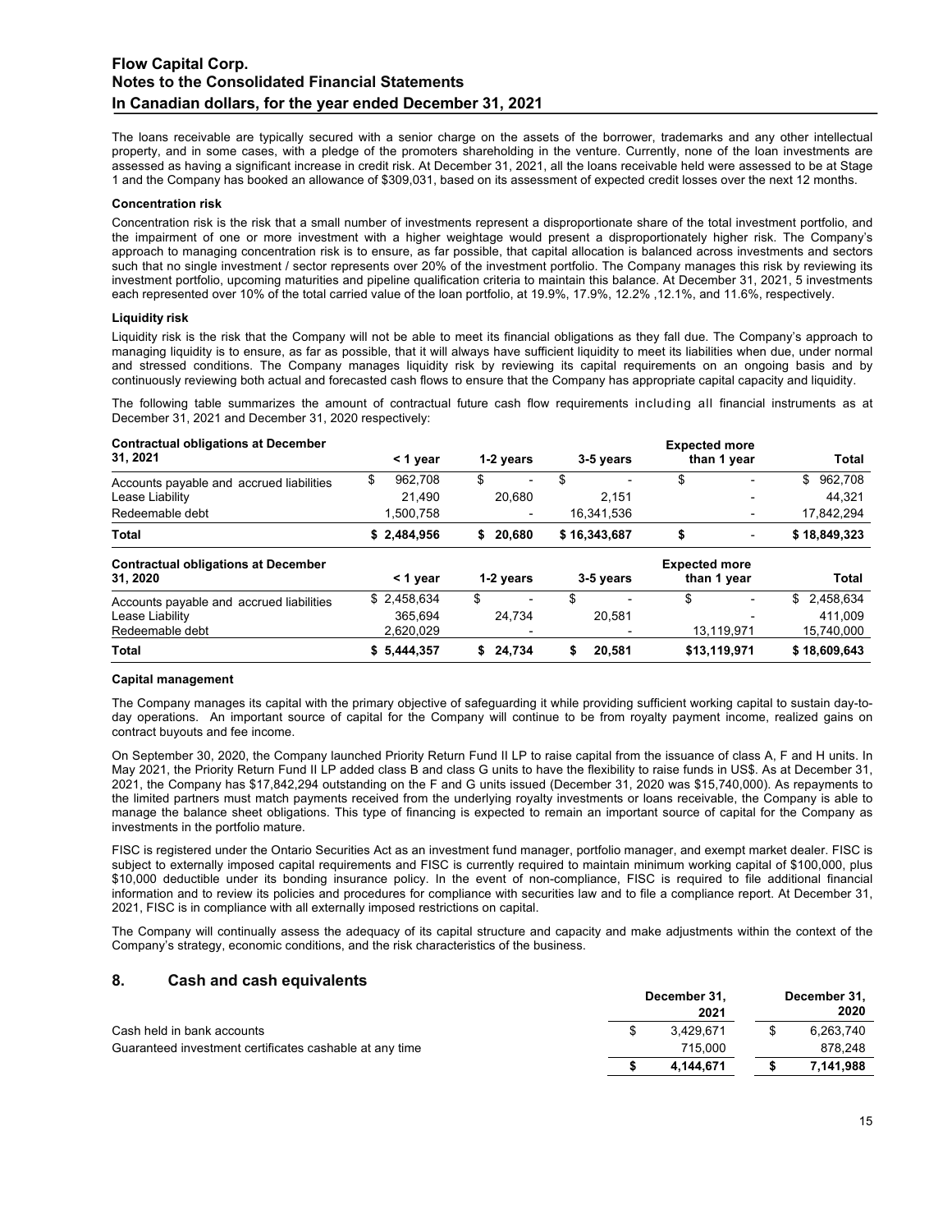The loans receivable are typically secured with a senior charge on the assets of the borrower, trademarks and any other intellectual property, and in some cases, with a pledge of the promoters shareholding in the venture. Currently, none of the loan investments are assessed as having a significant increase in credit risk. At December 31, 2021, all the loans receivable held were assessed to be at Stage 1 and the Company has booked an allowance of $309,031, based on its assessment of expected credit losses over the next 12 months.

**Concentration risk**

Concentration risk is the risk that a small number of investments represent a disproportionate share of the total investment portfolio, and the impairment of one or more investment with a higher weightage would present a disproportionately higher risk. The Company's approach to managing concentration risk is to ensure, as far possible, that capital allocation is balanced across investments and sectors such that no single investment / sector represents over 20% of the investment portfolio. The Company manages this risk by reviewing its investment portfolio, upcoming maturities and pipeline qualification criteria to maintain this balance. At December 31, 2021, 5 investments each represented over 10% of the total carried value of the loan portfolio, at 19.9%, 17.9%, 12.2% ,12.1%, and 11.6%, respectively.

**Liquidity risk**

Liquidity risk is the risk that the Company will not be able to meet its financial obligations as they fall due. The Company's approach to managing liquidity is to ensure, as far as possible, that it will always have sufficient liquidity to meet its liabilities when due, under normal and stressed conditions. The Company manages liquidity risk by reviewing its capital requirements on an ongoing basis and by continuously reviewing both actual and forecasted cash flows to ensure that the Company has appropriate capital capacity and liquidity.

The following table summarizes the amount of contractual future cash flow requirements including all financial instruments as at December 31, 2021 and December 31, 2020 respectively:

| Contractual obligations at December 31, 2021 | < 1 year | 1-2 years | 3-5 years | Expected more than 1 year | Total |
|---|---|---|---|---|---|
| Accounts payable and accrued liabilities | $ 962,708 | $ - | $ - | $ - | $ 962,708 |
| Lease Liability | 21,490 | 20,680 | 2,151 | - | 44,321 |
| Redeemable debt | 1,500,758 | - | 16,341,536 | - | 17,842,294 |
| **Total** | **$ 2,484,956** | **$ 20,680** | **$ 16,343,687** | **$ -** | **$ 18,849,323** |

| Contractual obligations at December 31, 2020 | < 1 year | 1-2 years | 3-5 years | Expected more than 1 year | Total |
|---|---|---|---|---|---|
| Accounts payable and accrued liabilities | $ 2,458,634 | $ - | $ - | $ - | $ 2,458,634 |
| Lease Liability | 365,694 | 24,734 | 20,581 | - | 411,009 |
| Redeemable debt | 2,620,029 | - | - | 13,119,971 | 15,740,000 |
| **Total** | **$ 5,444,357** | **$ 24,734** | **$ 20,581** | **$13,119,971** | **$ 18,609,643** |

**Capital management**

The Company manages its capital with the primary objective of safeguarding it while providing sufficient working capital to sustain day-to-day operations. An important source of capital for the Company will continue to be from royalty payment income, realized gains on contract buyouts and fee income.

On September 30, 2020, the Company launched Priority Return Fund II LP to raise capital from the issuance of class A, F and H units. In May 2021, the Priority Return Fund II LP added class B and class G units to have the flexibility to raise funds in US$. As at December 31, 2021, the Company has $17,842,294 outstanding on the F and G units issued (December 31, 2020 was $15,740,000). As repayments to the limited partners must match payments received from the underlying royalty investments or loans receivable, the Company is able to manage the balance sheet obligations. This type of financing is expected to remain an important source of capital for the Company as investments in the portfolio mature.

FISC is registered under the Ontario Securities Act as an investment fund manager, portfolio manager, and exempt market dealer. FISC is subject to externally imposed capital requirements and FISC is currently required to maintain minimum working capital of $100,000, plus $10,000 deductible under its bonding insurance policy. In the event of non-compliance, FISC is required to file additional financial information and to review its policies and procedures for compliance with securities law and to file a compliance report. At December 31, 2021, FISC is in compliance with all externally imposed restrictions on capital.

The Company will continually assess the adequacy of its capital structure and capacity and make adjustments within the context of the Company's strategy, economic conditions, and the risk characteristics of the business.

## 8. Cash and cash equivalents

| | December 31, 2021 | December 31, 2020 |
|---|---|---|
| Cash held in bank accounts | $ 3,429,671 | $ 6,263,740 |
| Guaranteed investment certificates cashable at any time | 715,000 | 878,248 |
| | **$ 4,144,671** | **$ 7,141,988** |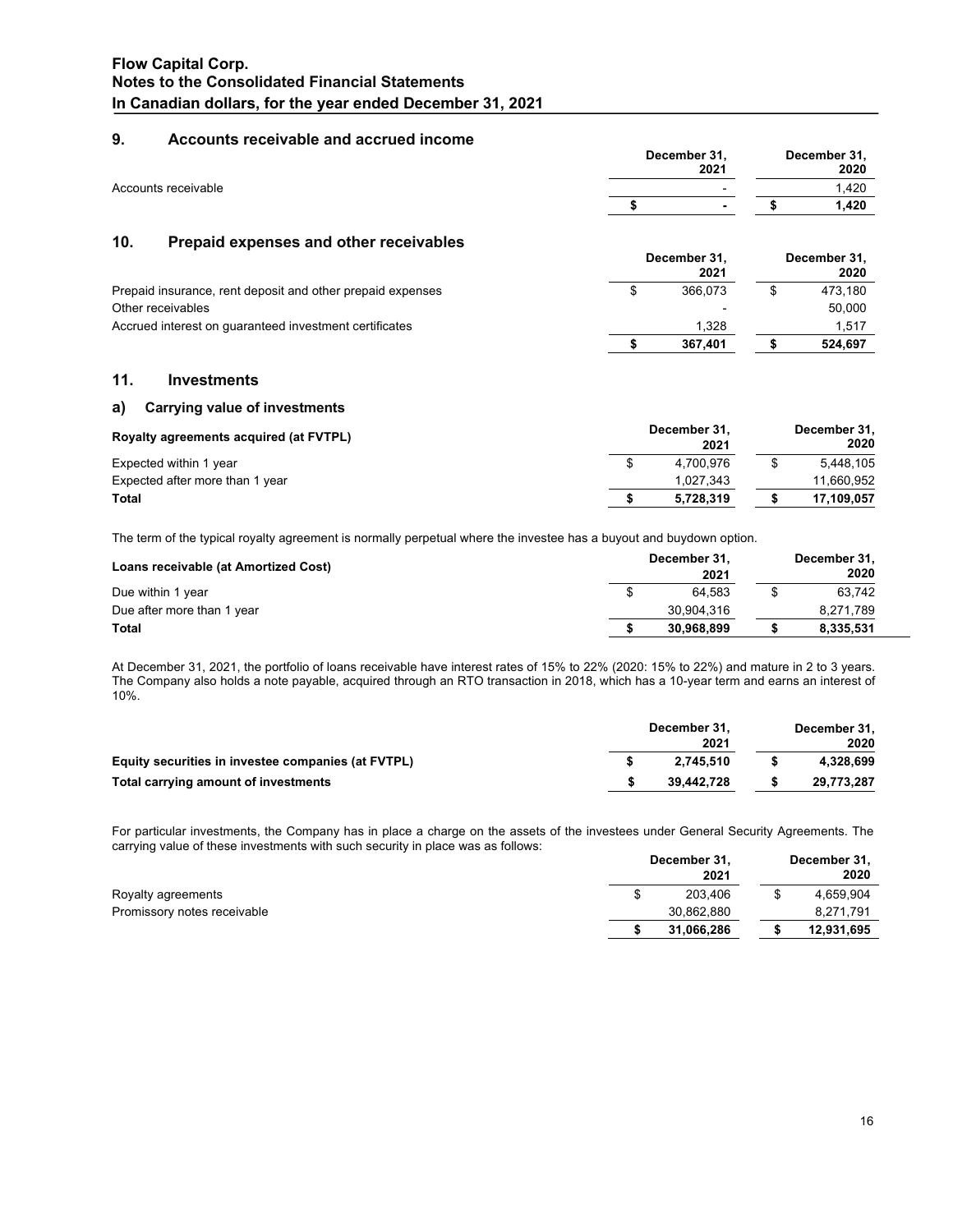## 9. Accounts receivable and accrued income

| | December 31, 2021 | December 31, 2020 |
|---|---|---|
| Accounts receivable | - | 1,420 |
| | $ - | $ 1,420 |

## 10. Prepaid expenses and other receivables

| | December 31, 2021 | December 31, 2020 |
|---|---|---|
| Prepaid insurance, rent deposit and other prepaid expenses | $ 366,073 | $ 473,180 |
| Other receivables | - | 50,000 |
| Accrued interest on guaranteed investment certificates | 1,328 | 1,517 |
| | $ 367,401 | $ 524,697 |

## 11. Investments

### a) Carrying value of investments

| Royalty agreements acquired (at FVTPL) | December 31, 2021 | December 31, 2020 |
|---|---|---|
| Expected within 1 year | $ 4,700,976 | $ 5,448,105 |
| Expected after more than 1 year | 1,027,343 | 11,660,952 |
| **Total** | **$ 5,728,319** | **$ 17,109,057** |

The term of the typical royalty agreement is normally perpetual where the investee has a buyout and buydown option.

| Loans receivable (at Amortized Cost) | December 31, 2021 | December 31, 2020 |
|---|---|---|
| Due within 1 year | $ 64,583 | $ 63,742 |
| Due after more than 1 year | 30,904,316 | 8,271,789 |
| **Total** | **$ 30,968,899** | **$ 8,335,531** |

At December 31, 2021, the portfolio of loans receivable have interest rates of 15% to 22% (2020: 15% to 22%) and mature in 2 to 3 years. The Company also holds a note payable, acquired through an RTO transaction in 2018, which has a 10-year term and earns an interest of 10%.

| | December 31, 2021 | December 31, 2020 |
|---|---|---|
| **Equity securities in investee companies (at FVTPL)** | **$ 2,745,510** | **$ 4,328,699** |
| **Total carrying amount of investments** | **$ 39,442,728** | **$ 29,773,287** |

For particular investments, the Company has in place a charge on the assets of the investees under General Security Agreements. The carrying value of these investments with such security in place was as follows:

| | December 31, 2021 | December 31, 2020 |
|---|---|---|
| Royalty agreements | $ 203,406 | $ 4,659,904 |
| Promissory notes receivable | 30,862,880 | 8,271,791 |
| | $ 31,066,286 | $ 12,931,695 |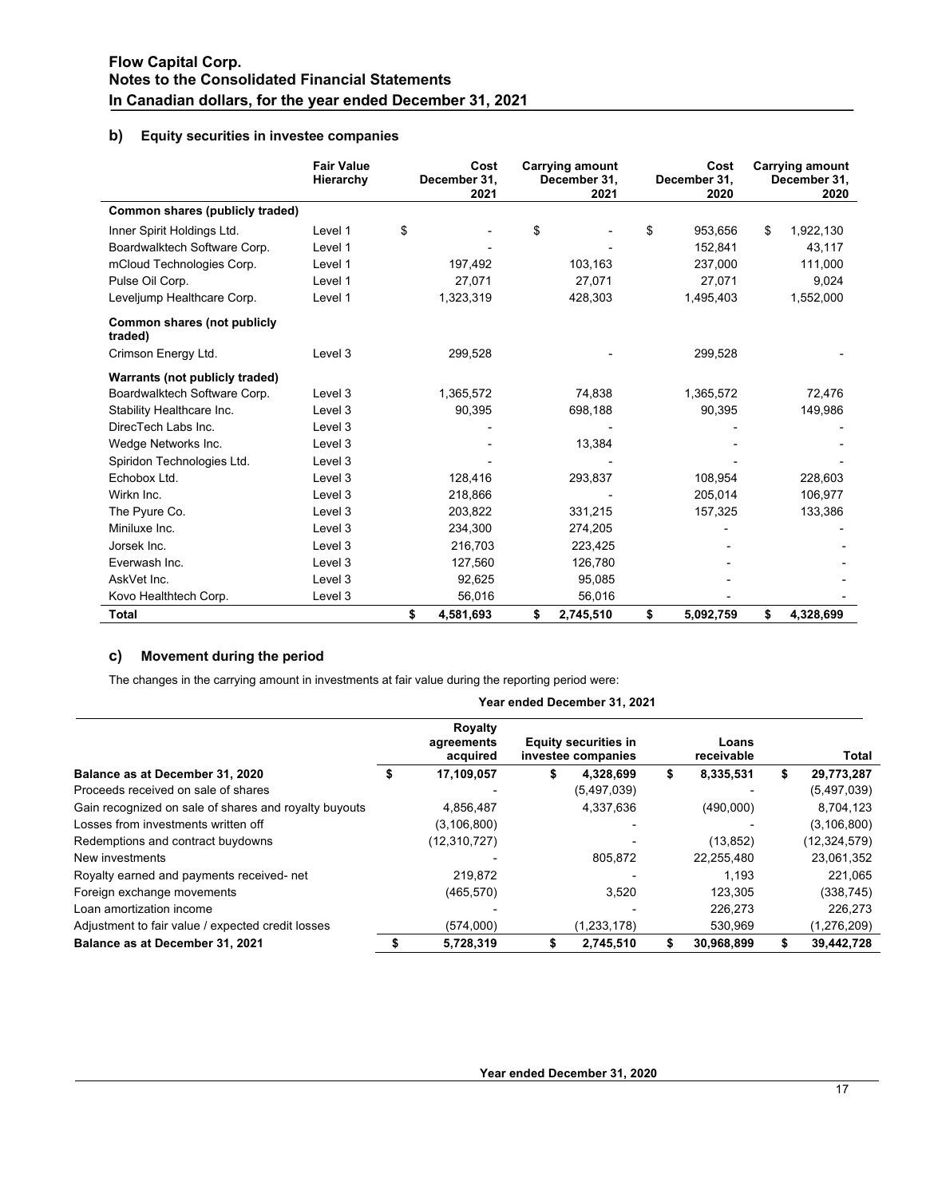### b) Equity securities in investee companies

| | Fair Value Hierarchy | Cost December 31, 2021 | Carrying amount December 31, 2021 | Cost December 31, 2020 | Carrying amount December 31, 2020 |
|---|---|---|---|---|---|
| **Common shares (publicly traded)** | | | | | |
| Inner Spirit Holdings Ltd. | Level 1 | $ - | $ - | $ 953,656 | $ 1,922,130 |
| Boardwalktech Software Corp. | Level 1 | - | - | 152,841 | 43,117 |
| mCloud Technologies Corp. | Level 1 | 197,492 | 103,163 | 237,000 | 111,000 |
| Pulse Oil Corp. | Level 1 | 27,071 | 27,071 | 27,071 | 9,024 |
| Leveljump Healthcare Corp. | Level 1 | 1,323,319 | 428,303 | 1,495,403 | 1,552,000 |
| **Common shares (not publicly traded)** | | | | | |
| Crimson Energy Ltd. | Level 3 | 299,528 | - | 299,528 | - |
| **Warrants (not publicly traded)** | | | | | |
| Boardwalktech Software Corp. | Level 3 | 1,365,572 | 74,838 | 1,365,572 | 72,476 |
| Stability Healthcare Inc. | Level 3 | 90,395 | 698,188 | 90,395 | 149,986 |
| DirecTech Labs Inc. | Level 3 | - | - | - | - |
| Wedge Networks Inc. | Level 3 | - | 13,384 | - | - |
| Spiridon Technologies Ltd. | Level 3 | - | - | - | - |
| Echobox Ltd. | Level 3 | 128,416 | 293,837 | 108,954 | 228,603 |
| Wirkn Inc. | Level 3 | 218,866 | - | 205,014 | 106,977 |
| The Pyure Co. | Level 3 | 203,822 | 331,215 | 157,325 | 133,386 |
| Miniluxe Inc. | Level 3 | 234,300 | 274,205 | - | - |
| Jorsek Inc. | Level 3 | 216,703 | 223,425 | - | - |
| Everwash Inc. | Level 3 | 127,560 | 126,780 | - | - |
| AskVet Inc. | Level 3 | 92,625 | 95,085 | - | - |
| Kovo Healthtech Corp. | Level 3 | 56,016 | 56,016 | - | - |
| **Total** | | **$ 4,581,693** | **$ 2,745,510** | **$ 5,092,759** | **$ 4,328,699** |

### c) Movement during the period

The changes in the carrying amount in investments at fair value during the reporting period were:

| | Year ended December 31, 2021 | | | |
|---|---|---|---|---|
| | Royalty agreements acquired | Equity securities in investee companies | Loans receivable | Total |
| **Balance as at December 31, 2020** | **$ 17,109,057** | **$ 4,328,699** | **$ 8,335,531** | **$ 29,773,287** |
| Proceeds received on sale of shares | - | (5,497,039) | - | (5,497,039) |
| Gain recognized on sale of shares and royalty buyouts | 4,856,487 | 4,337,636 | (490,000) | 8,704,123 |
| Losses from investments written off | (3,106,800) | - | - | (3,106,800) |
| Redemptions and contract buydowns | (12,310,727) | - | (13,852) | (12,324,579) |
| New investments | - | 805,872 | 22,255,480 | 23,061,352 |
| Royalty earned and payments received- net | 219,872 | - | 1,193 | 221,065 |
| Foreign exchange movements | (465,570) | 3,520 | 123,305 | (338,745) |
| Loan amortization income | - | - | 226,273 | 226,273 |
| Adjustment to fair value / expected credit losses | (574,000) | (1,233,178) | 530,969 | (1,276,209) |
| **Balance as at December 31, 2021** | **$ 5,728,319** | **$ 2,745,510** | **$ 30,968,899** | **$ 39,442,728** |

**Year ended December 31, 2020**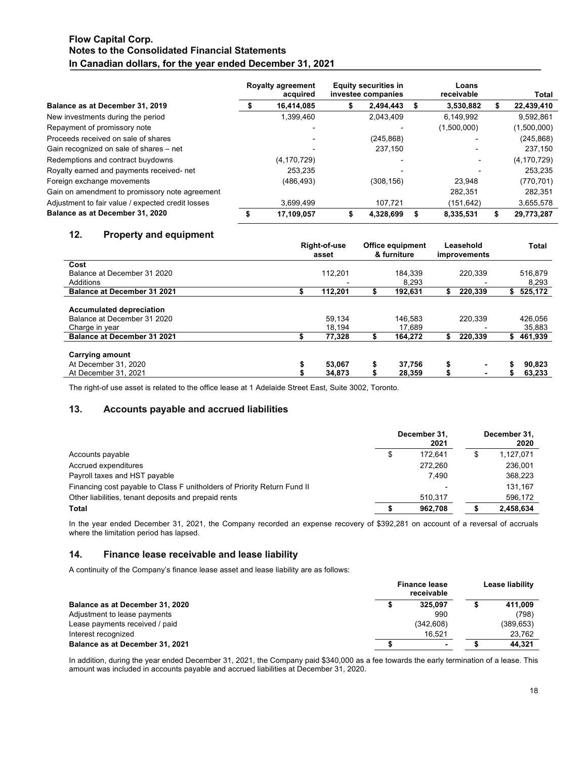| | Royalty agreement acquired | Equity securities in investee companies | Loans receivable | Total |
|---|---|---|---|---|
| **Balance as at December 31, 2019** | **$ 16,414,085** | **$ 2,494,443** | **$ 3,530,882** | **$ 22,439,410** |
| New investments during the period | 1,399,460 | 2,043,409 | 6,149,992 | 9,592,861 |
| Repayment of promissory note | - | - | (1,500,000) | (1,500,000) |
| Proceeds received on sale of shares | - | (245,868) | - | (245,868) |
| Gain recognized on sale of shares – net | - | 237,150 | - | 237,150 |
| Redemptions and contract buydowns | (4,170,729) | - | - | (4,170,729) |
| Royalty earned and payments received- net | 253,235 | - | - | 253,235 |
| Foreign exchange movements | (486,493) | (308,156) | 23,948 | (770,701) |
| Gain on amendment to promissory note agreement | | | 282,351 | 282,351 |
| Adjustment to fair value / expected credit losses | 3,699,499 | 107,721 | (151,642) | 3,655,578 |
| **Balance as at December 31, 2020** | **$ 17,109,057** | **$ 4,328,699** | **$ 8,335,531** | **$ 29,773,287** |

## 12. Property and equipment

| | Right-of-use asset | Office equipment & furniture | Leasehold improvements | Total |
|---|---|---|---|---|
| **Cost** | | | | |
| Balance at December 31 2020 | 112,201 | 184,339 | 220,339 | 516,879 |
| Additions | - | 8,293 | - | 8,293 |
| **Balance at December 31 2021** | **$ 112,201** | **$ 192,631** | **$ 220,339** | **$ 525,172** |
| | | | | |
| **Accumulated depreciation** | | | | |
| Balance at December 31 2020 | 59,134 | 146,583 | 220,339 | 426,056 |
| Charge in year | 18,194 | 17,689 | - | 35,883 |
| **Balance at December 31 2021** | **$ 77,328** | **$ 164,272** | **$ 220,339** | **$ 461,939** |
| | | | | |
| **Carrying amount** | | | | |
| At December 31, 2020 | **$ 53,067** | **$ 37,756** | **$ -** | **$ 90,823** |
| At December 31, 2021 | **$ 34,873** | **$ 28,359** | **$ -** | **$ 63,233** |

The right-of use asset is related to the office lease at 1 Adelaide Street East, Suite 3002, Toronto.

## 13. Accounts payable and accrued liabilities

| | December 31, 2021 | December 31, 2020 |
|---|---|---|
| Accounts payable | $ 172,641 | $ 1,127,071 |
| Accrued expenditures | 272,260 | 236,001 |
| Payroll taxes and HST payable | 7,490 | 368,223 |
| Financing cost payable to Class F unitholders of Priority Return Fund II | - | 131,167 |
| Other liabilities, tenant deposits and prepaid rents | 510,317 | 596,172 |
| **Total** | **$ 962,708** | **$ 2,458,634** |

In the year ended December 31, 2021, the Company recorded an expense recovery of $392,281 on account of a reversal of accruals where the limitation period has lapsed.

## 14. Finance lease receivable and lease liability

A continuity of the Company's finance lease asset and lease liability are as follows:

| | Finance lease receivable | Lease liability |
|---|---|---|
| **Balance as at December 31, 2020** | **$ 325,097** | **$ 411,009** |
| Adjustment to lease payments | 990 | (798) |
| Lease payments received / paid | (342,608) | (389,653) |
| Interest recognized | 16,521 | 23,762 |
| **Balance as at December 31, 2021** | **$ -** | **$ 44,321** |

In addition, during the year ended December 31, 2021, the Company paid $340,000 as a fee towards the early termination of a lease. This amount was included in accounts payable and accrued liabilities at December 31, 2020.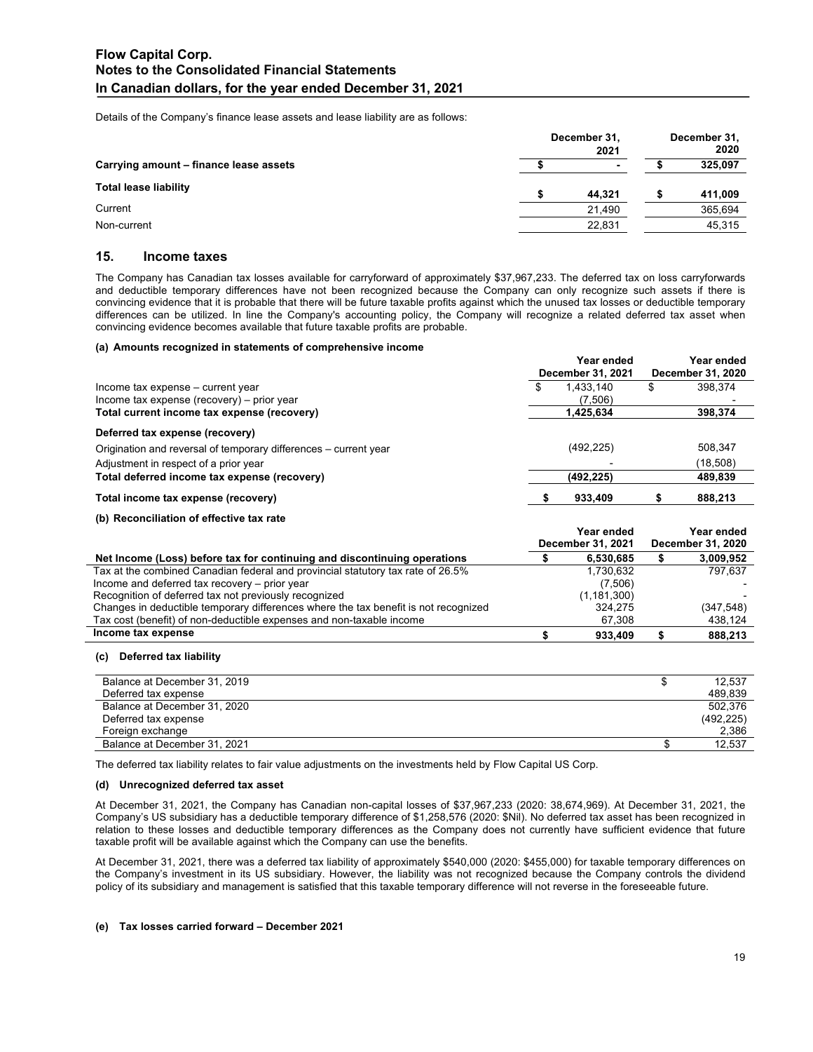Details of the Company's finance lease assets and lease liability are as follows:

| | December 31, 2021 | December 31, 2020 |
|---|---|---|
| **Carrying amount – finance lease assets** | **$ -** | **$ 325,097** |
| **Total lease liability** | **$ 44,321** | **$ 411,009** |
| Current | 21,490 | 365,694 |
| Non-current | 22,831 | 45,315 |

## 15. Income taxes

The Company has Canadian tax losses available for carryforward of approximately $37,967,233. The deferred tax on loss carryforwards and deductible temporary differences have not been recognized because the Company can only recognize such assets if there is convincing evidence that it is probable that there will be future taxable profits against which the unused tax losses or deductible temporary differences can be utilized. In line the Company's accounting policy, the Company will recognize a related deferred tax asset when convincing evidence becomes available that future taxable profits are probable.

#### (a) Amounts recognized in statements of comprehensive income

| | Year ended December 31, 2021 | Year ended December 31, 2020 |
|---|---|---|
| Income tax expense – current year | $ 1,433,140 | $ 398,374 |
| Income tax expense (recovery) – prior year | (7,506) | - |
| **Total current income tax expense (recovery)** | **1,425,634** | **398,374** |
| **Deferred tax expense (recovery)** | | |
| Origination and reversal of temporary differences – current year | (492,225) | 508,347 |
| Adjustment in respect of a prior year | - | (18,508) |
| **Total deferred income tax expense (recovery)** | **(492,225)** | **489,839** |
| **Total income tax expense (recovery)** | **$ 933,409** | **$ 888,213** |

#### (b) Reconciliation of effective tax rate

| | Year ended December 31, 2021 | Year ended December 31, 2020 |
|---|---|---|
| **Net Income (Loss) before tax for continuing and discontinuing operations** | **$ 6,530,685** | **$ 3,009,952** |
| Tax at the combined Canadian federal and provincial statutory tax rate of 26.5% | 1,730,632 | 797,637 |
| Income and deferred tax recovery – prior year | (7,506) | - |
| Recognition of deferred tax not previously recognized | (1,181,300) | - |
| Changes in deductible temporary differences where the tax benefit is not recognized | 324,275 | (347,548) |
| Tax cost (benefit) of non-deductible expenses and non-taxable income | 67,308 | 438,124 |
| **Income tax expense** | **$ 933,409** | **$ 888,213** |

#### (c) Deferred tax liability

| | |
|---|---|
| Balance at December 31, 2019 | $ 12,537 |
| Deferred tax expense | 489,839 |
| Balance at December 31, 2020 | 502,376 |
| Deferred tax expense | (492,225) |
| Foreign exchange | 2,386 |
| Balance at December 31, 2021 | $ 12,537 |

The deferred tax liability relates to fair value adjustments on the investments held by Flow Capital US Corp.

#### (d) Unrecognized deferred tax asset

At December 31, 2021, the Company has Canadian non-capital losses of $37,967,233 (2020: 38,674,969). At December 31, 2021, the Company's US subsidiary has a deductible temporary difference of $1,258,576 (2020: $Nil). No deferred tax asset has been recognized in relation to these losses and deductible temporary differences as the Company does not currently have sufficient evidence that future taxable profit will be available against which the Company can use the benefits.

At December 31, 2021, there was a deferred tax liability of approximately $540,000 (2020: $455,000) for taxable temporary differences on the Company's investment in its US subsidiary. However, the liability was not recognized because the Company controls the dividend policy of its subsidiary and management is satisfied that this taxable temporary difference will not reverse in the foreseeable future.

#### (e) Tax losses carried forward – December 2021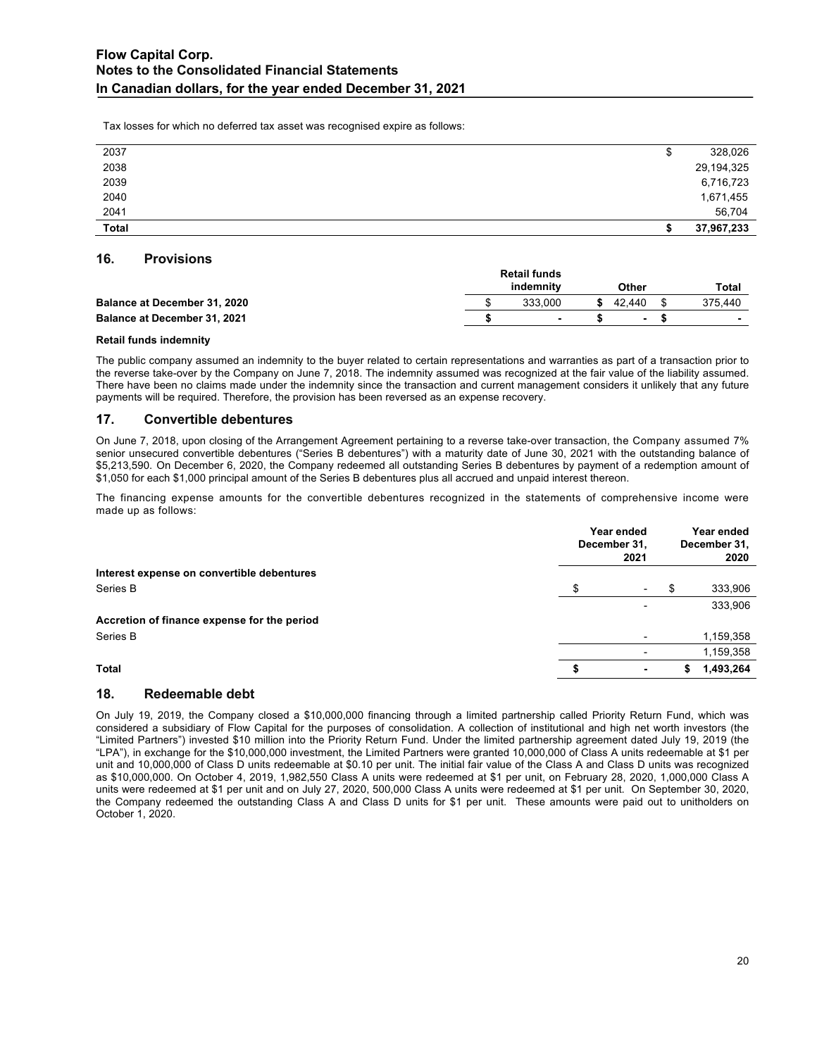Tax losses for which no deferred tax asset was recognised expire as follows:

| | |
|---|---|
| 2037 | $ 328,026 |
| 2038 | 29,194,325 |
| 2039 | 6,716,723 |
| 2040 | 1,671,455 |
| 2041 | 56,704 |
| **Total** | **$ 37,967,233** |

## 16. Provisions

| | Retail funds indemnity | Other | Total |
|---|---|---|---|
| **Balance at December 31, 2020** | $ 333,000 | **$** 42,440 | $ 375,440 |
| **Balance at December 31, 2021** | **$ -** | **$ -** | **$ -** |

**Retail funds indemnity**

The public company assumed an indemnity to the buyer related to certain representations and warranties as part of a transaction prior to the reverse take-over by the Company on June 7, 2018. The indemnity assumed was recognized at the fair value of the liability assumed. There have been no claims made under the indemnity since the transaction and current management considers it unlikely that any future payments will be required. Therefore, the provision has been reversed as an expense recovery.

## 17. Convertible debentures

On June 7, 2018, upon closing of the Arrangement Agreement pertaining to a reverse take-over transaction, the Company assumed 7% senior unsecured convertible debentures ("Series B debentures") with a maturity date of June 30, 2021 with the outstanding balance of $5,213,590. On December 6, 2020, the Company redeemed all outstanding Series B debentures by payment of a redemption amount of $1,050 for each $1,000 principal amount of the Series B debentures plus all accrued and unpaid interest thereon.

The financing expense amounts for the convertible debentures recognized in the statements of comprehensive income were made up as follows:

| | Year ended December 31, 2021 | Year ended December 31, 2020 |
|---|---|---|
| **Interest expense on convertible debentures** | | |
| Series B | $ - | $ 333,906 |
| | - | 333,906 |
| **Accretion of finance expense for the period** | | |
| Series B | - | 1,159,358 |
| | - | 1,159,358 |
| **Total** | **$ -** | **$ 1,493,264** |

## 18. Redeemable debt

On July 19, 2019, the Company closed a $10,000,000 financing through a limited partnership called Priority Return Fund, which was considered a subsidiary of Flow Capital for the purposes of consolidation. A collection of institutional and high net worth investors (the "Limited Partners") invested $10 million into the Priority Return Fund. Under the limited partnership agreement dated July 19, 2019 (the "LPA"), in exchange for the $10,000,000 investment, the Limited Partners were granted 10,000,000 of Class A units redeemable at $1 per unit and 10,000,000 of Class D units redeemable at $0.10 per unit. The initial fair value of the Class A and Class D units was recognized as $10,000,000. On October 4, 2019, 1,982,550 Class A units were redeemed at $1 per unit, on February 28, 2020, 1,000,000 Class A units were redeemed at $1 per unit and on July 27, 2020, 500,000 Class A units were redeemed at $1 per unit. On September 30, 2020, the Company redeemed the outstanding Class A and Class D units for $1 per unit. These amounts were paid out to unitholders on October 1, 2020.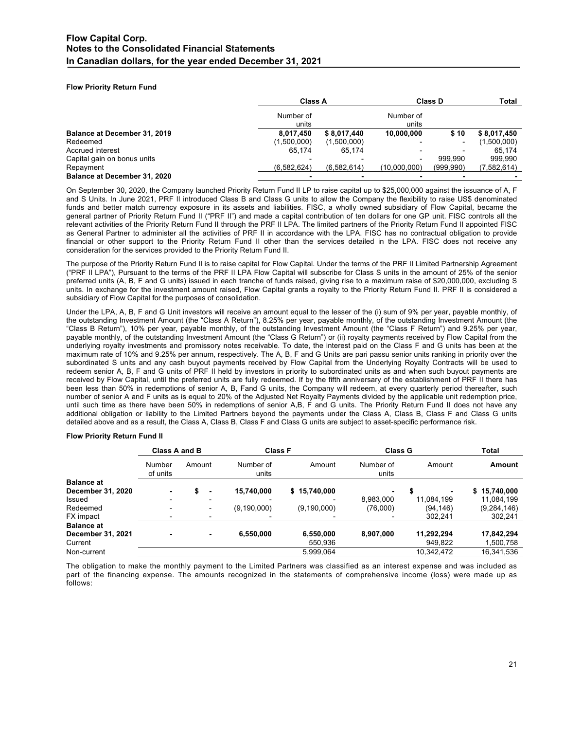**Flow Priority Return Fund**

| | Class A | | Class D | | Total |
|---|---|---|---|---|---|
| | Number of units | | Number of units | | |
| **Balance at December 31, 2019** | **8,017,450** | **$ 8,017,440** | **10,000,000** | **$ 10** | **$ 8,017,450** |
| Redeemed | (1,500,000) | (1,500,000) | - | - | (1,500,000) |
| Accrued interest | 65,174 | 65,174 | - | - | 65,174 |
| Capital gain on bonus units | - | - | - | 999,990 | 999,990 |
| Repayment | (6,582,624) | (6,582,614) | (10,000,000) | (999,990) | (7,582,614) |
| **Balance at December 31, 2020** | **-** | **-** | **-** | **-** | **-** |

On September 30, 2020, the Company launched Priority Return Fund II LP to raise capital up to $25,000,000 against the issuance of A, F and S Units. In June 2021, PRF II introduced Class B and Class G units to allow the Company the flexibility to raise US$ denominated funds and better match currency exposure in its assets and liabilities. FISC, a wholly owned subsidiary of Flow Capital, became the general partner of Priority Return Fund II ("PRF II") and made a capital contribution of ten dollars for one GP unit. FISC controls all the relevant activities of the Priority Return Fund II through the PRF II LPA. The limited partners of the Priority Return Fund II appointed FISC as General Partner to administer all the activities of PRF II in accordance with the LPA. FISC has no contractual obligation to provide financial or other support to the Priority Return Fund II other than the services detailed in the LPA. FISC does not receive any consideration for the services provided to the Priority Return Fund II.

The purpose of the Priority Return Fund II is to raise capital for Flow Capital. Under the terms of the PRF II Limited Partnership Agreement ("PRF II LPA"), Pursuant to the terms of the PRF II LPA Flow Capital will subscribe for Class S units in the amount of 25% of the senior preferred units (A, B, F and G units) issued in each tranche of funds raised, giving rise to a maximum raise of $20,000,000, excluding S units. In exchange for the investment amount raised, Flow Capital grants a royalty to the Priority Return Fund II. PRF II is considered a subsidiary of Flow Capital for the purposes of consolidation.

Under the LPA, A, B, F and G Unit investors will receive an amount equal to the lesser of the (i) sum of 9% per year, payable monthly, of the outstanding Investment Amount (the "Class A Return"), 8.25% per year, payable monthly, of the outstanding Investment Amount (the "Class B Return"), 10% per year, payable monthly, of the outstanding Investment Amount (the "Class F Return") and 9.25% per year, payable monthly, of the outstanding Investment Amount (the "Class G Return") or (ii) royalty payments received by Flow Capital from the underlying royalty investments and promissory notes receivable. To date, the interest paid on the Class F and G units has been at the maximum rate of 10% and 9.25% per annum, respectively. The A, B, F and G Units are pari passu senior units ranking in priority over the subordinated S units and any cash buyout payments received by Flow Capital from the Underlying Royalty Contracts will be used to redeem senior A, B, F and G units of PRF II held by investors in priority to subordinated units as and when such buyout payments are received by Flow Capital, until the preferred units are fully redeemed. If by the fifth anniversary of the establishment of PRF II there has been less than 50% in redemptions of senior A, B, Fand G units, the Company will redeem, at every quarterly period thereafter, such number of senior A and F units as is equal to 20% of the Adjusted Net Royalty Payments divided by the applicable unit redemption price, until such time as there have been 50% in redemptions of senior A,B, F and G units. The Priority Return Fund II does not have any additional obligation or liability to the Limited Partners beyond the payments under the Class A, Class B, Class F and Class G units detailed above and as a result, the Class A, Class B, Class F and Class G units are subject to asset-specific performance risk.

**Flow Priority Return Fund II**

| | Class A and B | | Class F | | Class G | | Total |
|---|---|---|---|---|---|---|---|
| | Number of units | Amount | Number of units | Amount | Number of units | Amount | **Amount** |
| **Balance at December 31, 2020** | **-** | **$ -** | **15,740,000** | **$ 15,740,000** | **-** | **$ -** | **$ 15,740,000** |
| Issued | - | - | - | - | 8,983,000 | 11,084,199 | 11,084,199 |
| Redeemed | - | - | (9,190,000) | (9,190,000) | (76,000) | (94,146) | (9,284,146) |
| FX impact | - | - | - | - | - | 302,241 | 302,241 |
| **Balance at December 31, 2021** | **-** | **-** | **6,550,000** | **6,550,000** | **8,907,000** | **11,292,294** | **17,842,294** |
| Current | | | | 550,936 | | 949,822 | 1,500,758 |
| Non-current | | | | 5,999,064 | | 10,342,472 | 16,341,536 |

The obligation to make the monthly payment to the Limited Partners was classified as an interest expense and was included as part of the financing expense. The amounts recognized in the statements of comprehensive income (loss) were made up as follows: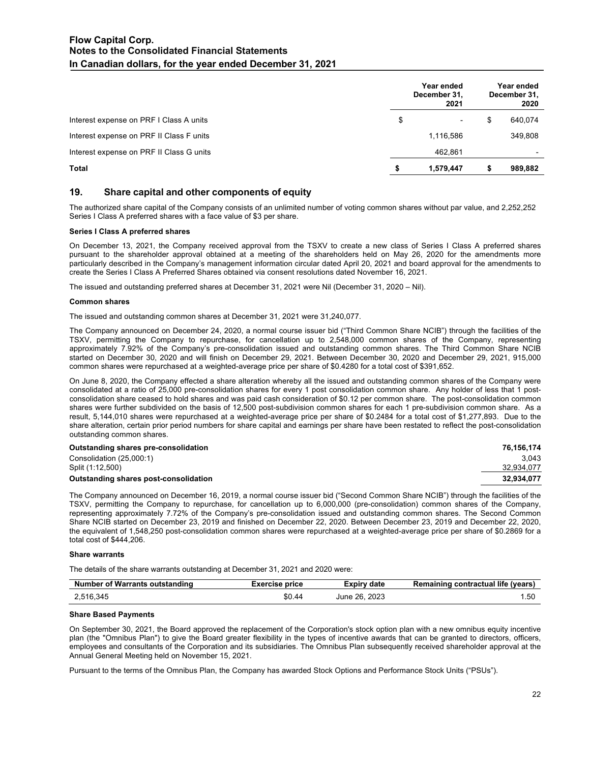| | Year ended December 31, 2021 | Year ended December 31, 2020 |
|---|---|---|
| Interest expense on PRF I Class A units | $ - | $ 640,074 |
| Interest expense on PRF II Class F units | 1,116,586 | 349,808 |
| Interest expense on PRF II Class G units | 462,861 | - |
| **Total** | **$ 1,579,447** | **$ 989,882** |

## 19. Share capital and other components of equity

The authorized share capital of the Company consists of an unlimited number of voting common shares without par value, and 2,252,252 Series I Class A preferred shares with a face value of $3 per share.

**Series I Class A preferred shares**

On December 13, 2021, the Company received approval from the TSXV to create a new class of Series I Class A preferred shares pursuant to the shareholder approval obtained at a meeting of the shareholders held on May 26, 2020 for the amendments more particularly described in the Company's management information circular dated April 20, 2021 and board approval for the amendments to create the Series I Class A Preferred Shares obtained via consent resolutions dated November 16, 2021.

The issued and outstanding preferred shares at December 31, 2021 were Nil (December 31, 2020 – Nil).

**Common shares**

The issued and outstanding common shares at December 31, 2021 were 31,240,077.

The Company announced on December 24, 2020, a normal course issuer bid ("Third Common Share NCIB") through the facilities of the TSXV, permitting the Company to repurchase, for cancellation up to 2,548,000 common shares of the Company, representing approximately 7.92% of the Company's pre-consolidation issued and outstanding common shares. The Third Common Share NCIB started on December 30, 2020 and will finish on December 29, 2021. Between December 30, 2020 and December 29, 2021, 915,000 common shares were repurchased at a weighted-average price per share of $0.4280 for a total cost of $391,652.

On June 8, 2020, the Company effected a share alteration whereby all the issued and outstanding common shares of the Company were consolidated at a ratio of 25,000 pre-consolidation shares for every 1 post consolidation common share. Any holder of less that 1 post-consolidation share ceased to hold shares and was paid cash consideration of $0.12 per common share. The post-consolidation common shares were further subdivided on the basis of 12,500 post-subdivision common shares for each 1 pre-subdivision common share. As a result, 5,144,010 shares were repurchased at a weighted-average price per share of $0.2484 for a total cost of $1,277,893. Due to the share alteration, certain prior period numbers for share capital and earnings per share have been restated to reflect the post-consolidation outstanding common shares.

| | |
|---|---|
| **Outstanding shares pre-consolidation** | **76,156,174** |
| Consolidation (25,000:1) | 3,043 |
| Split (1:12,500) | 32,934,077 |
| **Outstanding shares post-consolidation** | **32,934,077** |

The Company announced on December 16, 2019, a normal course issuer bid ("Second Common Share NCIB") through the facilities of the TSXV, permitting the Company to repurchase, for cancellation up to 6,000,000 (pre-consolidation) common shares of the Company, representing approximately 7.72% of the Company's pre-consolidation issued and outstanding common shares. The Second Common Share NCIB started on December 23, 2019 and finished on December 22, 2020. Between December 23, 2019 and December 22, 2020, the equivalent of 1,548,250 post-consolidation common shares were repurchased at a weighted-average price per share of $0.2869 for a total cost of $444,206.

**Share warrants**

The details of the share warrants outstanding at December 31, 2021 and 2020 were:

| Number of Warrants outstanding | Exercise price | Expiry date | Remaining contractual life (years) |
|---|---|---|---|
| 2,516,345 | $0.44 | June 26, 2023 | 1.50 |

**Share Based Payments**

On September 30, 2021, the Board approved the replacement of the Corporation's stock option plan with a new omnibus equity incentive plan (the "Omnibus Plan") to give the Board greater flexibility in the types of incentive awards that can be granted to directors, officers, employees and consultants of the Corporation and its subsidiaries. The Omnibus Plan subsequently received shareholder approval at the Annual General Meeting held on November 15, 2021.

Pursuant to the terms of the Omnibus Plan, the Company has awarded Stock Options and Performance Stock Units ("PSUs").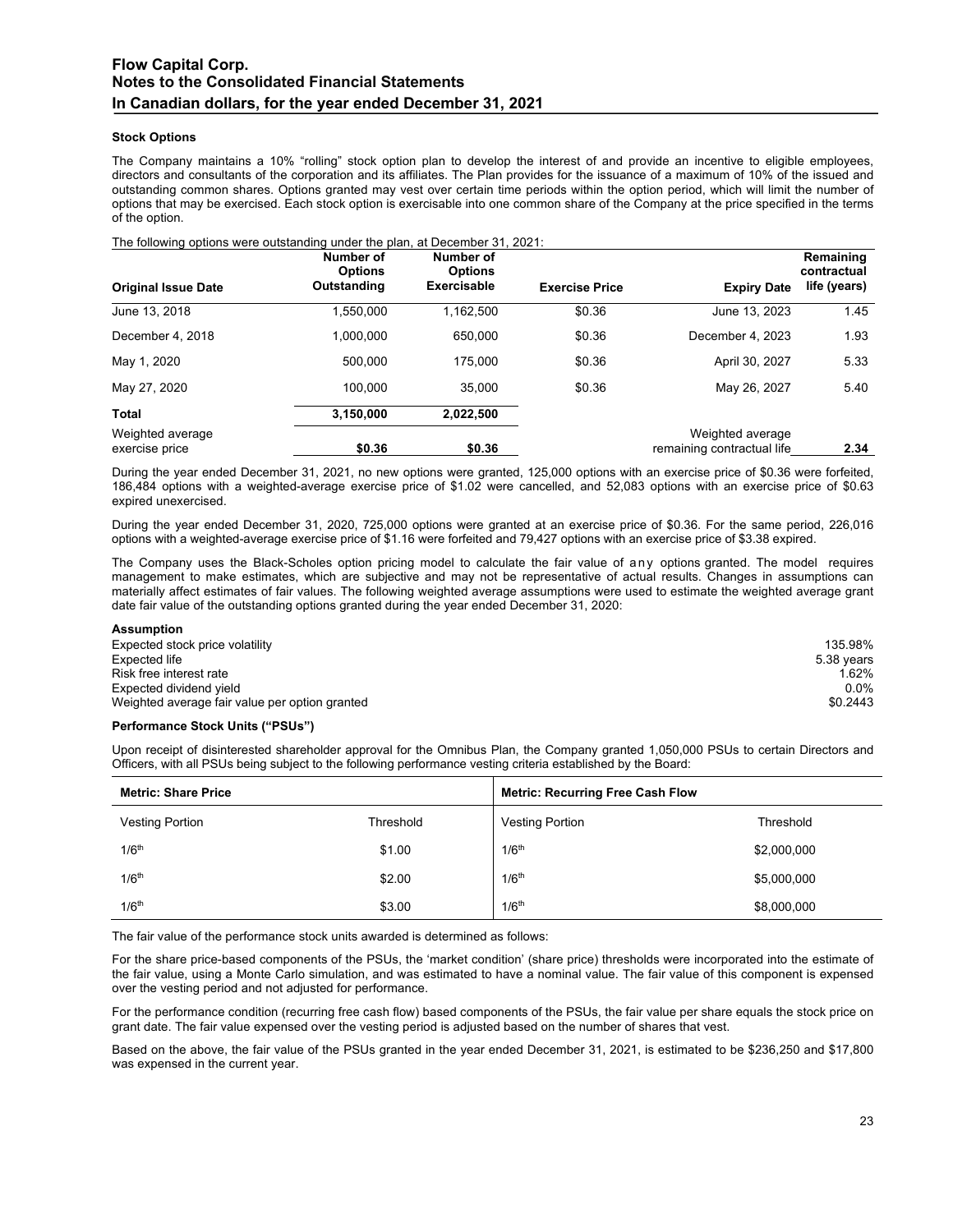### Stock Options

The Company maintains a 10% "rolling" stock option plan to develop the interest of and provide an incentive to eligible employees, directors and consultants of the corporation and its affiliates. The Plan provides for the issuance of a maximum of 10% of the issued and outstanding common shares. Options granted may vest over certain time periods within the option period, which will limit the number of options that may be exercised. Each stock option is exercisable into one common share of the Company at the price specified in the terms of the option.

The following options were outstanding under the plan, at December 31, 2021:

| Original Issue Date | Number of Options Outstanding | Number of Options Exercisable | Exercise Price | Expiry Date | Remaining contractual life (years) |
|---|---|---|---|---|---|
| June 13, 2018 | 1,550,000 | 1,162,500 | $0.36 | June 13, 2023 | 1.45 |
| December 4, 2018 | 1,000,000 | 650,000 | $0.36 | December 4, 2023 | 1.93 |
| May 1, 2020 | 500,000 | 175,000 | $0.36 | April 30, 2027 | 5.33 |
| May 27, 2020 | 100,000 | 35,000 | $0.36 | May 26, 2027 | 5.40 |
| **Total** | **3,150,000** | **2,022,500** | | | |
| Weighted average exercise price | **$0.36** | **$0.36** | | Weighted average remaining contractual life | **2.34** |

During the year ended December 31, 2021, no new options were granted, 125,000 options with an exercise price of $0.36 were forfeited, 186,484 options with a weighted-average exercise price of $1.02 were cancelled, and 52,083 options with an exercise price of $0.63 expired unexercised.

During the year ended December 31, 2020, 725,000 options were granted at an exercise price of $0.36. For the same period, 226,016 options with a weighted-average exercise price of $1.16 were forfeited and 79,427 options with an exercise price of $3.38 expired.

The Company uses the Black-Scholes option pricing model to calculate the fair value of any options granted. The model requires management to make estimates, which are subjective and may not be representative of actual results. Changes in assumptions can materially affect estimates of fair values. The following weighted average assumptions were used to estimate the weighted average grant date fair value of the outstanding options granted during the year ended December 31, 2020:

| **Assumption** | |
|---|---|
| Expected stock price volatility | 135.98% |
| Expected life | 5.38 years |
| Risk free interest rate | 1.62% |
| Expected dividend yield | 0.0% |
| Weighted average fair value per option granted | $0.2443 |

### Performance Stock Units ("PSUs")

Upon receipt of disinterested shareholder approval for the Omnibus Plan, the Company granted 1,050,000 PSUs to certain Directors and Officers, with all PSUs being subject to the following performance vesting criteria established by the Board:

| **Metric: Share Price** | | **Metric: Recurring Free Cash Flow** | |
|---|---|---|---|
| Vesting Portion | Threshold | Vesting Portion | Threshold |
| 1/6th | $1.00 | 1/6th | $2,000,000 |
| 1/6th | $2.00 | 1/6th | $5,000,000 |
| 1/6th | $3.00 | 1/6th | $8,000,000 |

The fair value of the performance stock units awarded is determined as follows:

For the share price-based components of the PSUs, the 'market condition' (share price) thresholds were incorporated into the estimate of the fair value, using a Monte Carlo simulation, and was estimated to have a nominal value. The fair value of this component is expensed over the vesting period and not adjusted for performance.

For the performance condition (recurring free cash flow) based components of the PSUs, the fair value per share equals the stock price on grant date. The fair value expensed over the vesting period is adjusted based on the number of shares that vest.

Based on the above, the fair value of the PSUs granted in the year ended December 31, 2021, is estimated to be $236,250 and $17,800 was expensed in the current year.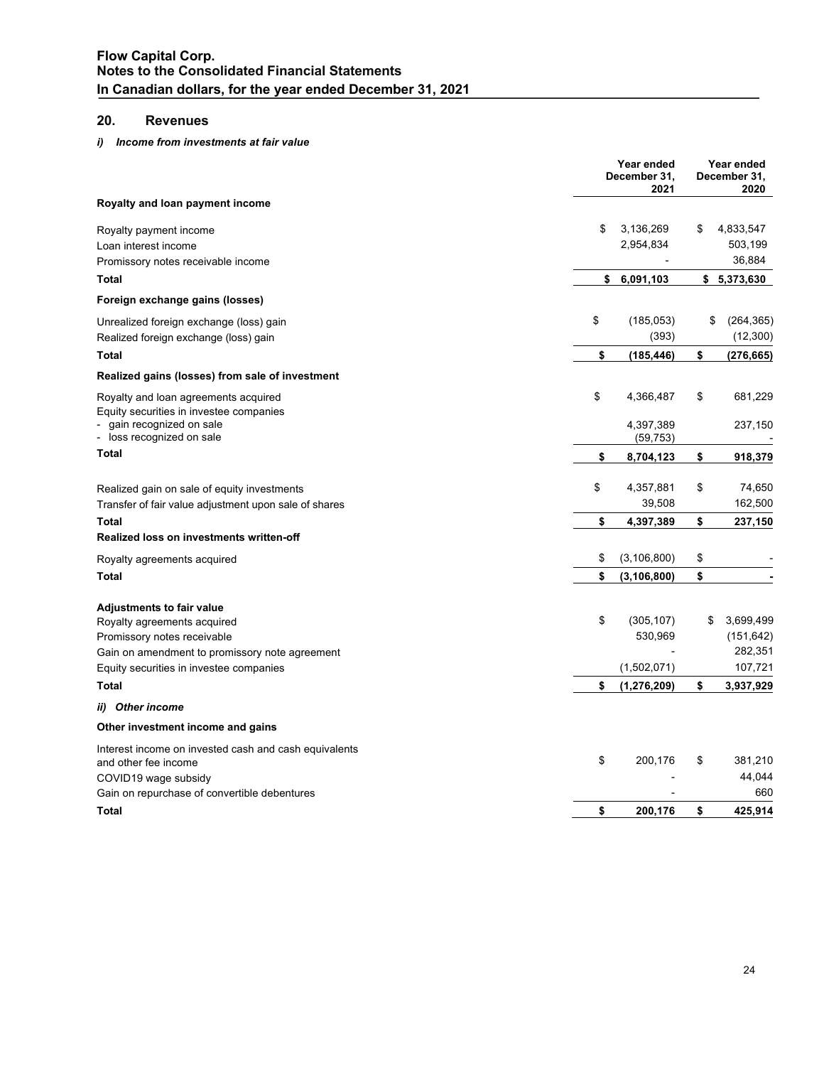## 20. Revenues

### *i) Income from investments at fair value*

| | Year ended December 31, 2021 | Year ended December 31, 2020 |
|---|---|---|
| **Royalty and loan payment income** | | |
| Royalty payment income | $ 3,136,269 | $ 4,833,547 |
| Loan interest income | 2,954,834 | 503,199 |
| Promissory notes receivable income | - | 36,884 |
| **Total** | **$ 6,091,103** | **$ 5,373,630** |
| **Foreign exchange gains (losses)** | | |
| Unrealized foreign exchange (loss) gain | $ (185,053) | $ (264,365) |
| Realized foreign exchange (loss) gain | (393) | (12,300) |
| **Total** | **$ (185,446)** | **$ (276,665)** |
| **Realized gains (losses) from sale of investment** | | |
| Royalty and loan agreements acquired | $ 4,366,487 | $ 681,229 |
| Equity securities in investee companies | | |
| - gain recognized on sale | 4,397,389 | 237,150 |
| - loss recognized on sale | (59,753) | - |
| **Total** | **$ 8,704,123** | **$ 918,379** |
| Realized gain on sale of equity investments | $ 4,357,881 | $ 74,650 |
| Transfer of fair value adjustment upon sale of shares | 39,508 | 162,500 |
| **Total** | **$ 4,397,389** | **$ 237,150** |
| **Realized loss on investments written-off** | | |
| Royalty agreements acquired | $ (3,106,800) | $ - |
| **Total** | **$ (3,106,800)** | **$ -** |
| **Adjustments to fair value** | | |
| Royalty agreements acquired | $ (305,107) | $ 3,699,499 |
| Promissory notes receivable | 530,969 | (151,642) |
| Gain on amendment to promissory note agreement | - | 282,351 |
| Equity securities in investee companies | (1,502,071) | 107,721 |
| **Total** | **$ (1,276,209)** | **$ 3,937,929** |

### *ii) Other income*

| | Year ended December 31, 2021 | Year ended December 31, 2020 |
|---|---|---|
| **Other investment income and gains** | | |
| Interest income on invested cash and cash equivalents and other fee income | $ 200,176 | $ 381,210 |
| COVID19 wage subsidy | - | 44,044 |
| Gain on repurchase of convertible debentures | - | 660 |
| **Total** | **$ 200,176** | **$ 425,914** |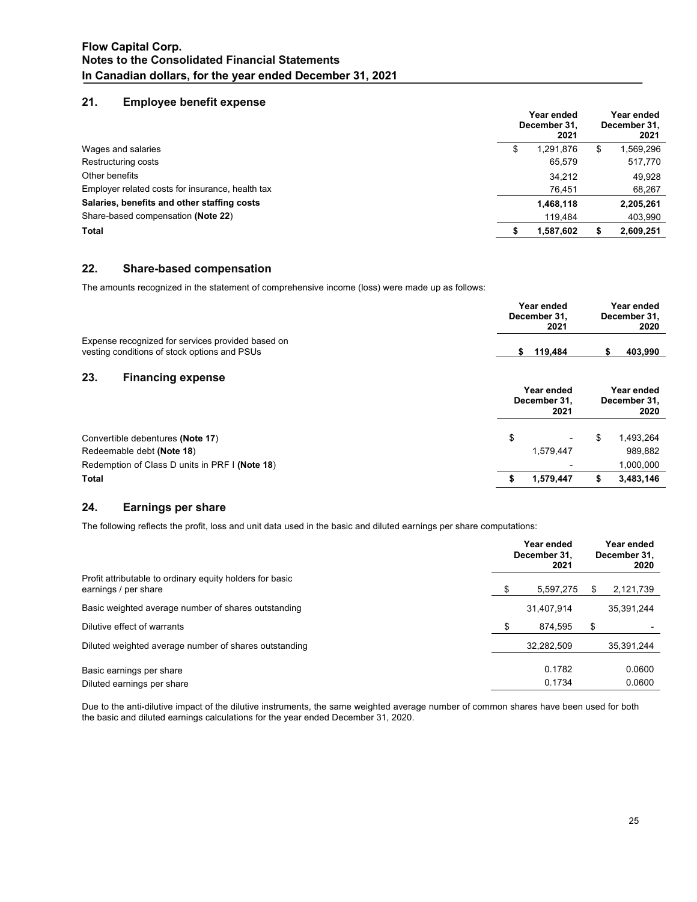## 21. Employee benefit expense

| | Year ended December 31, 2021 | Year ended December 31, 2021 |
|---|---|---|
| Wages and salaries | $ 1,291,876 | $ 1,569,296 |
| Restructuring costs | 65,579 | 517,770 |
| Other benefits | 34,212 | 49,928 |
| Employer related costs for insurance, health tax | 76,451 | 68,267 |
| **Salaries, benefits and other staffing costs** | **1,468,118** | **2,205,261** |
| Share-based compensation **(Note 22**) | 119,484 | 403,990 |
| **Total** | **$ 1,587,602** | **$ 2,609,251** |

## 22. Share-based compensation

The amounts recognized in the statement of comprehensive income (loss) were made up as follows:

| | Year ended December 31, 2021 | Year ended December 31, 2020 |
|---|---|---|
| Expense recognized for services provided based on vesting conditions of stock options and PSUs | **$ 119,484** | **$ 403,990** |

## 23. Financing expense

| | Year ended December 31, 2021 | Year ended December 31, 2020 |
|---|---|---|
| Convertible debentures **(Note 17**) | $ - | $ 1,493,264 |
| Redeemable debt **(Note 18**) | 1,579,447 | 989,882 |
| Redemption of Class D units in PRF I **(Note 18**) | - | 1,000,000 |
| **Total** | **$ 1,579,447** | **$ 3,483,146** |

## 24. Earnings per share

The following reflects the profit, loss and unit data used in the basic and diluted earnings per share computations:

| | Year ended December 31, 2021 | Year ended December 31, 2020 |
|---|---|---|
| Profit attributable to ordinary equity holders for basic earnings / per share | $ 5,597,275 | $ 2,121,739 |
| Basic weighted average number of shares outstanding | 31,407,914 | 35,391,244 |
| Dilutive effect of warrants | $ 874,595 | $ - |
| Diluted weighted average number of shares outstanding | 32,282,509 | 35,391,244 |
| Basic earnings per share | 0.1782 | 0.0600 |
| Diluted earnings per share | 0.1734 | 0.0600 |

Due to the anti-dilutive impact of the dilutive instruments, the same weighted average number of common shares have been used for both the basic and diluted earnings calculations for the year ended December 31, 2020.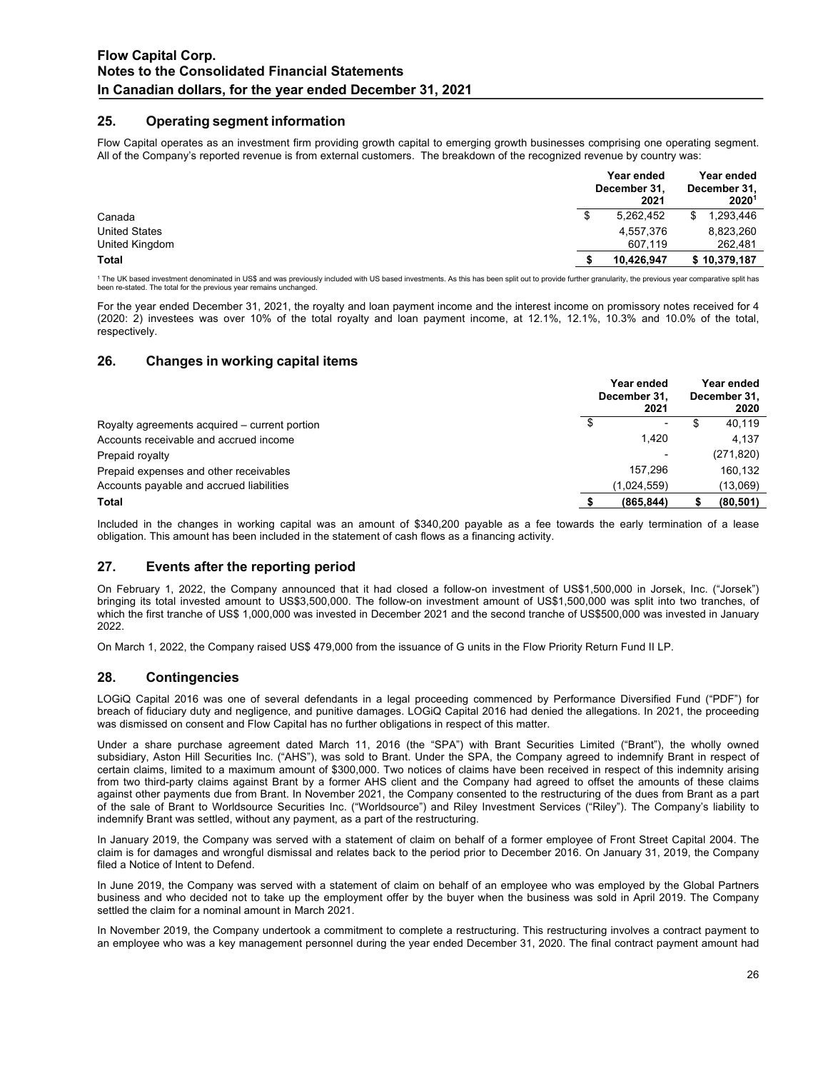## 25. Operating segment information

Flow Capital operates as an investment firm providing growth capital to emerging growth businesses comprising one operating segment. All of the Company's reported revenue is from external customers. The breakdown of the recognized revenue by country was:

| | Year ended December 31, 2021 | Year ended December 31, 2020[1] |
|---|---|---|
| Canada | $ 5,262,452 | $ 1,293,446 |
| United States | 4,557,376 | 8,823,260 |
| United Kingdom | 607,119 | 262,481 |
| **Total** | **$ 10,426,947** | **$ 10,379,187** |

[1] The UK based investment denominated in US$ and was previously included with US based investments. As this has been split out to provide further granularity, the previous year comparative split has been re-stated. The total for the previous year remains unchanged.

For the year ended December 31, 2021, the royalty and loan payment income and the interest income on promissory notes received for 4 (2020: 2) investees was over 10% of the total royalty and loan payment income, at 12.1%, 12.1%, 10.3% and 10.0% of the total, respectively.

## 26. Changes in working capital items

| | Year ended December 31, 2021 | Year ended December 31, 2020 |
|---|---|---|
| Royalty agreements acquired – current portion | $ - | $ 40,119 |
| Accounts receivable and accrued income | 1,420 | 4,137 |
| Prepaid royalty | - | (271,820) |
| Prepaid expenses and other receivables | 157,296 | 160,132 |
| Accounts payable and accrued liabilities | (1,024,559) | (13,069) |
| **Total** | **$ (865,844)** | **$ (80,501)** |

Included in the changes in working capital was an amount of $340,200 payable as a fee towards the early termination of a lease obligation. This amount has been included in the statement of cash flows as a financing activity.

## 27. Events after the reporting period

On February 1, 2022, the Company announced that it had closed a follow-on investment of US$1,500,000 in Jorsek, Inc. ("Jorsek") bringing its total invested amount to US$3,500,000. The follow-on investment amount of US$1,500,000 was split into two tranches, of which the first tranche of US$ 1,000,000 was invested in December 2021 and the second tranche of US$500,000 was invested in January 2022.

On March 1, 2022, the Company raised US$ 479,000 from the issuance of G units in the Flow Priority Return Fund II LP.

## 28. Contingencies

LOGiQ Capital 2016 was one of several defendants in a legal proceeding commenced by Performance Diversified Fund ("PDF") for breach of fiduciary duty and negligence, and punitive damages. LOGiQ Capital 2016 had denied the allegations. In 2021, the proceeding was dismissed on consent and Flow Capital has no further obligations in respect of this matter.

Under a share purchase agreement dated March 11, 2016 (the "SPA") with Brant Securities Limited ("Brant"), the wholly owned subsidiary, Aston Hill Securities Inc. ("AHS"), was sold to Brant. Under the SPA, the Company agreed to indemnify Brant in respect of certain claims, limited to a maximum amount of $300,000. Two notices of claims have been received in respect of this indemnity arising from two third-party claims against Brant by a former AHS client and the Company had agreed to offset the amounts of these claims against other payments due from Brant. In November 2021, the Company consented to the restructuring of the dues from Brant as a part of the sale of Brant to Worldsource Securities Inc. ("Worldsource") and Riley Investment Services ("Riley"). The Company's liability to indemnify Brant was settled, without any payment, as a part of the restructuring.

In January 2019, the Company was served with a statement of claim on behalf of a former employee of Front Street Capital 2004. The claim is for damages and wrongful dismissal and relates back to the period prior to December 2016. On January 31, 2019, the Company filed a Notice of Intent to Defend.

In June 2019, the Company was served with a statement of claim on behalf of an employee who was employed by the Global Partners business and who decided not to take up the employment offer by the buyer when the business was sold in April 2019. The Company settled the claim for a nominal amount in March 2021.

In November 2019, the Company undertook a commitment to complete a restructuring. This restructuring involves a contract payment to an employee who was a key management personnel during the year ended December 31, 2020. The final contract payment amount had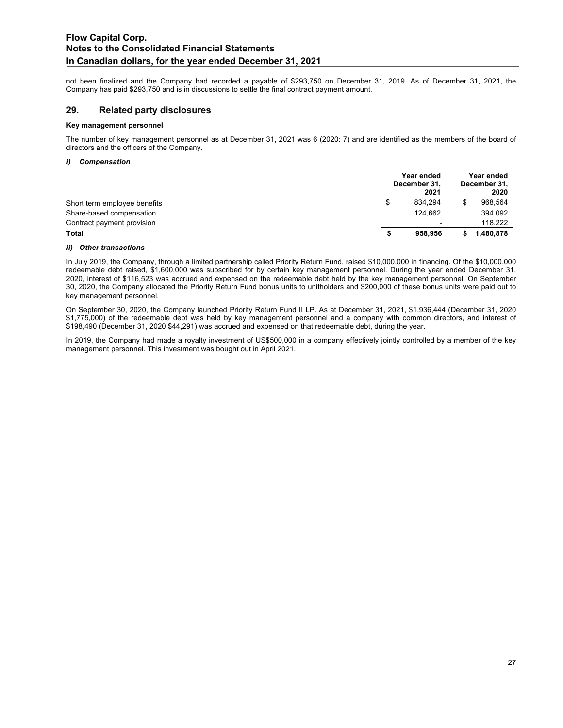not been finalized and the Company had recorded a payable of $293,750 on December 31, 2019. As of December 31, 2021, the Company has paid $293,750 and is in discussions to settle the final contract payment amount.

## 29. Related party disclosures

**Key management personnel**

The number of key management personnel as at December 31, 2021 was 6 (2020: 7) and are identified as the members of the board of directors and the officers of the Company.

***i) Compensation***

| | Year ended December 31, 2021 | Year ended December 31, 2020 |
|---|---|---|
| Short term employee benefits | $ 834,294 | $ 968,564 |
| Share-based compensation | 124,662 | 394,092 |
| Contract payment provision | - | 118,222 |
| **Total** | **$ 958,956** | **$ 1,480,878** |

***ii) Other transactions***

In July 2019, the Company, through a limited partnership called Priority Return Fund, raised $10,000,000 in financing. Of the $10,000,000 redeemable debt raised, $1,600,000 was subscribed for by certain key management personnel. During the year ended December 31, 2020, interest of $116,523 was accrued and expensed on the redeemable debt held by the key management personnel. On September 30, 2020, the Company allocated the Priority Return Fund bonus units to unitholders and $200,000 of these bonus units were paid out to key management personnel.

On September 30, 2020, the Company launched Priority Return Fund II LP. As at December 31, 2021, $1,936,444 (December 31, 2020 $1,775,000) of the redeemable debt was held by key management personnel and a company with common directors, and interest of $198,490 (December 31, 2020 $44,291) was accrued and expensed on that redeemable debt, during the year.

In 2019, the Company had made a royalty investment of US$500,000 in a company effectively jointly controlled by a member of the key management personnel. This investment was bought out in April 2021.